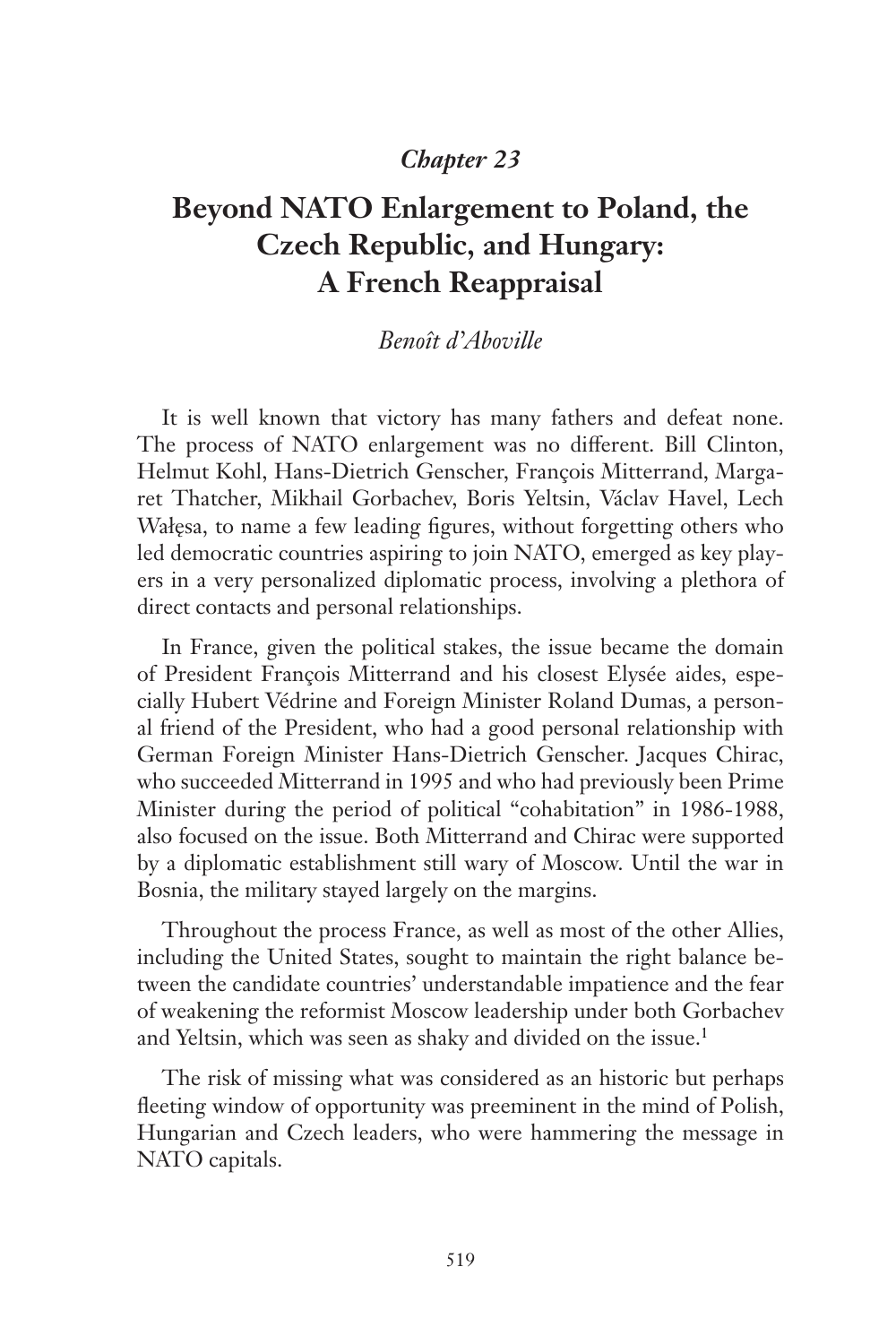## *Chapter 23*

# Beyond NATO Enlargement to Poland, the Czech Republic, and Hungary: A French Reappraisal

*Benoît d'Aboville*

It is well known that victory has many fathers and defeat none. The process of NATO enlargement was no different. Bill Clinton, Helmut Kohl, Hans-Dietrich Genscher, François Mitterrand, Margaret Thatcher, Mikhail Gorbachev, Boris Yeltsin, Václav Havel, Lech Wałęsa, to name a few leading figures, without forgetting others who led democratic countries aspiring to join NATO, emerged as key players in a very personalized diplomatic process, involving a plethora of direct contacts and personal relationships.

In France, given the political stakes, the issue became the domain of President François Mitterrand and his closest Elysée aides, especially Hubert Védrine and Foreign Minister Roland Dumas, a personal friend of the President, who had a good personal relationship with German Foreign Minister Hans-Dietrich Genscher. Jacques Chirac, who succeeded Mitterrand in 1995 and who had previously been Prime Minister during the period of political "cohabitation" in 1986-1988, also focused on the issue. Both Mitterrand and Chirac were supported by a diplomatic establishment still wary of Moscow. Until the war in Bosnia, the military stayed largely on the margins.

Throughout the process France, as well as most of the other Allies, including the United States, sought to maintain the right balance between the candidate countries' understandable impatience and the fear of weakening the reformist Moscow leadership under both Gorbachev and Yeltsin, which was seen as shaky and divided on the issue.[1]

The risk of missing what was considered as an historic but perhaps fleeting window of opportunity was preeminent in the mind of Polish, Hungarian and Czech leaders, who were hammering the message in NATO capitals.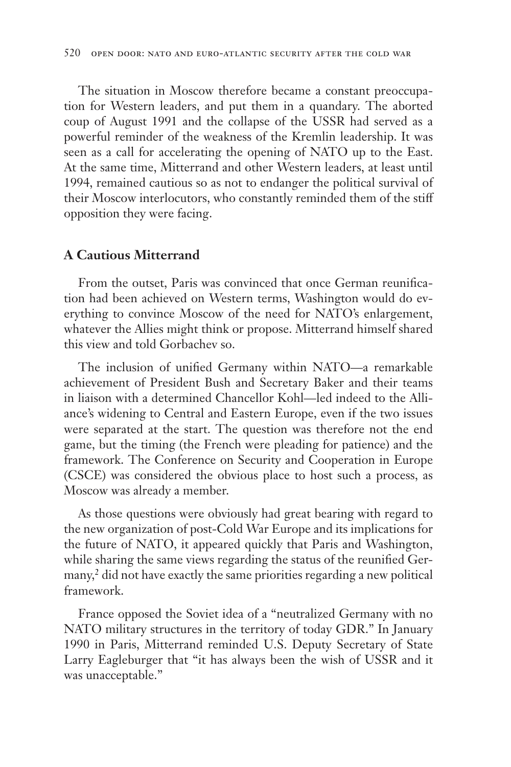The situation in Moscow therefore became a constant preoccupation for Western leaders, and put them in a quandary. The aborted coup of August 1991 and the collapse of the USSR had served as a powerful reminder of the weakness of the Kremlin leadership. It was seen as a call for accelerating the opening of NATO up to the East. At the same time, Mitterrand and other Western leaders, at least until 1994, remained cautious so as not to endanger the political survival of their Moscow interlocutors, who constantly reminded them of the stiff opposition they were facing.

## A Cautious Mitterrand

From the outset, Paris was convinced that once German reunification had been achieved on Western terms, Washington would do everything to convince Moscow of the need for NATO's enlargement, whatever the Allies might think or propose. Mitterrand himself shared this view and told Gorbachev so.

The inclusion of unified Germany within NATO—a remarkable achievement of President Bush and Secretary Baker and their teams in liaison with a determined Chancellor Kohl—led indeed to the Alliance's widening to Central and Eastern Europe, even if the two issues were separated at the start. The question was therefore not the end game, but the timing (the French were pleading for patience) and the framework. The Conference on Security and Cooperation in Europe (CSCE) was considered the obvious place to host such a process, as Moscow was already a member.

As those questions were obviously had great bearing with regard to the new organization of post-Cold War Europe and its implications for the future of NATO, it appeared quickly that Paris and Washington, while sharing the same views regarding the status of the reunified Germany,[2] did not have exactly the same priorities regarding a new political framework.

France opposed the Soviet idea of a "neutralized Germany with no NATO military structures in the territory of today GDR." In January 1990 in Paris, Mitterrand reminded U.S. Deputy Secretary of State Larry Eagleburger that "it has always been the wish of USSR and it was unacceptable."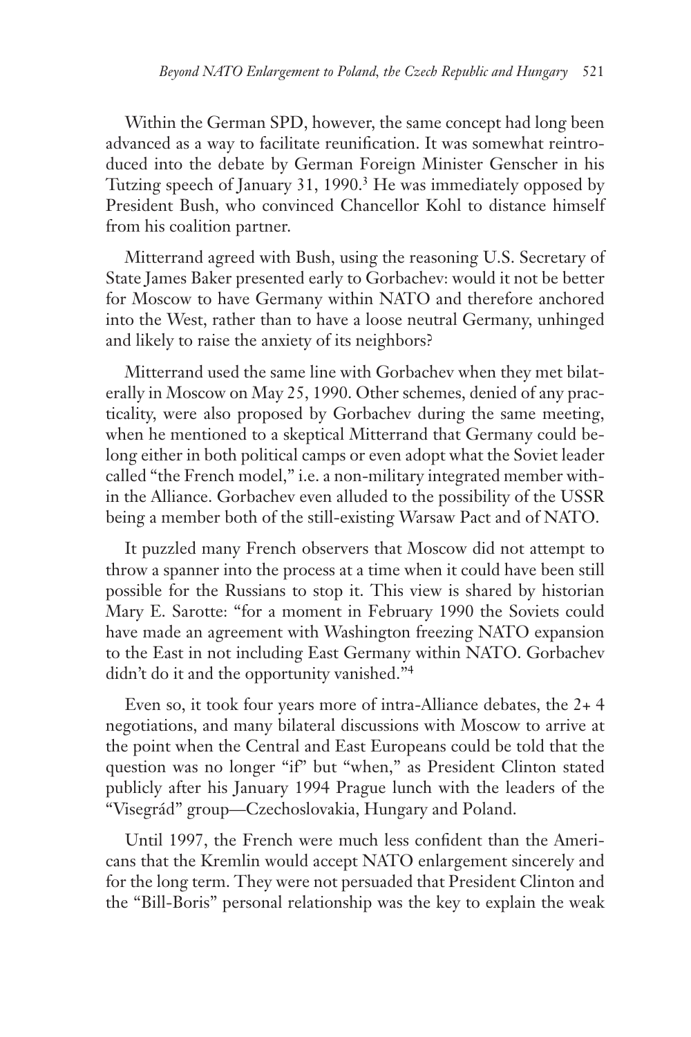Within the German SPD, however, the same concept had long been advanced as a way to facilitate reunification. It was somewhat reintroduced into the debate by German Foreign Minister Genscher in his Tutzing speech of January 31, 1990.[3] He was immediately opposed by President Bush, who convinced Chancellor Kohl to distance himself from his coalition partner.

Mitterrand agreed with Bush, using the reasoning U.S. Secretary of State James Baker presented early to Gorbachev: would it not be better for Moscow to have Germany within NATO and therefore anchored into the West, rather than to have a loose neutral Germany, unhinged and likely to raise the anxiety of its neighbors?

Mitterrand used the same line with Gorbachev when they met bilaterally in Moscow on May 25, 1990. Other schemes, denied of any practicality, were also proposed by Gorbachev during the same meeting, when he mentioned to a skeptical Mitterrand that Germany could belong either in both political camps or even adopt what the Soviet leader called "the French model," i.e. a non-military integrated member within the Alliance. Gorbachev even alluded to the possibility of the USSR being a member both of the still-existing Warsaw Pact and of NATO.

It puzzled many French observers that Moscow did not attempt to throw a spanner into the process at a time when it could have been still possible for the Russians to stop it. This view is shared by historian Mary E. Sarotte: "for a moment in February 1990 the Soviets could have made an agreement with Washington freezing NATO expansion to the East in not including East Germany within NATO. Gorbachev didn't do it and the opportunity vanished."[4]

Even so, it took four years more of intra-Alliance debates, the 2+ 4 negotiations, and many bilateral discussions with Moscow to arrive at the point when the Central and East Europeans could be told that the question was no longer "if" but "when," as President Clinton stated publicly after his January 1994 Prague lunch with the leaders of the "Visegrád" group—Czechoslovakia, Hungary and Poland.

Until 1997, the French were much less confident than the Americans that the Kremlin would accept NATO enlargement sincerely and for the long term. They were not persuaded that President Clinton and the "Bill-Boris" personal relationship was the key to explain the weak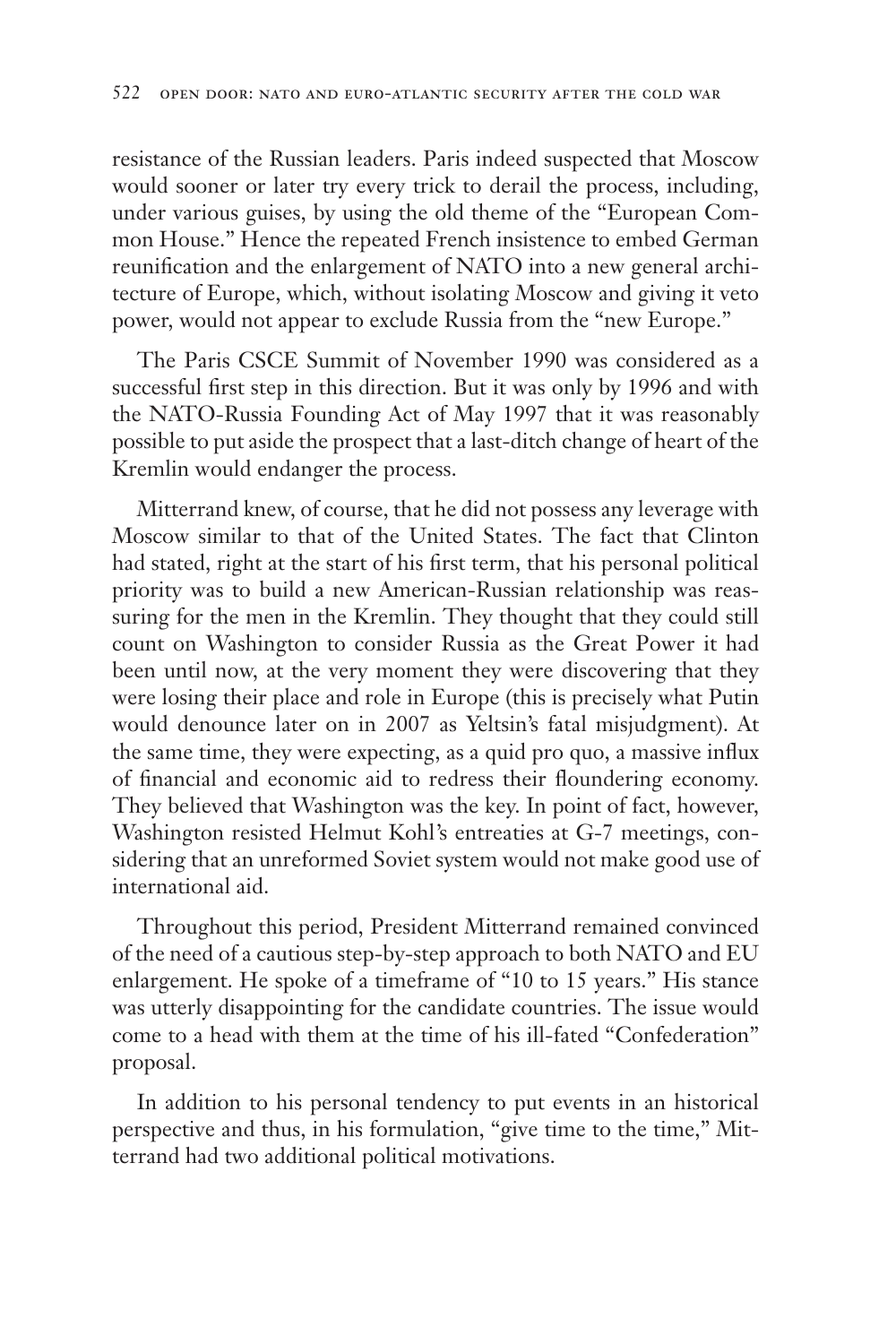resistance of the Russian leaders. Paris indeed suspected that Moscow would sooner or later try every trick to derail the process, including, under various guises, by using the old theme of the "European Common House." Hence the repeated French insistence to embed German reunification and the enlargement of NATO into a new general architecture of Europe, which, without isolating Moscow and giving it veto power, would not appear to exclude Russia from the "new Europe."

The Paris CSCE Summit of November 1990 was considered as a successful first step in this direction. But it was only by 1996 and with the NATO-Russia Founding Act of May 1997 that it was reasonably possible to put aside the prospect that a last-ditch change of heart of the Kremlin would endanger the process.

Mitterrand knew, of course, that he did not possess any leverage with Moscow similar to that of the United States. The fact that Clinton had stated, right at the start of his first term, that his personal political priority was to build a new American-Russian relationship was reassuring for the men in the Kremlin. They thought that they could still count on Washington to consider Russia as the Great Power it had been until now, at the very moment they were discovering that they were losing their place and role in Europe (this is precisely what Putin would denounce later on in 2007 as Yeltsin's fatal misjudgment). At the same time, they were expecting, as a quid pro quo, a massive influx of financial and economic aid to redress their floundering economy. They believed that Washington was the key. In point of fact, however, Washington resisted Helmut Kohl's entreaties at G-7 meetings, considering that an unreformed Soviet system would not make good use of international aid.

Throughout this period, President Mitterrand remained convinced of the need of a cautious step-by-step approach to both NATO and EU enlargement. He spoke of a timeframe of "10 to 15 years." His stance was utterly disappointing for the candidate countries. The issue would come to a head with them at the time of his ill-fated "Confederation" proposal.

In addition to his personal tendency to put events in an historical perspective and thus, in his formulation, "give time to the time," Mitterrand had two additional political motivations.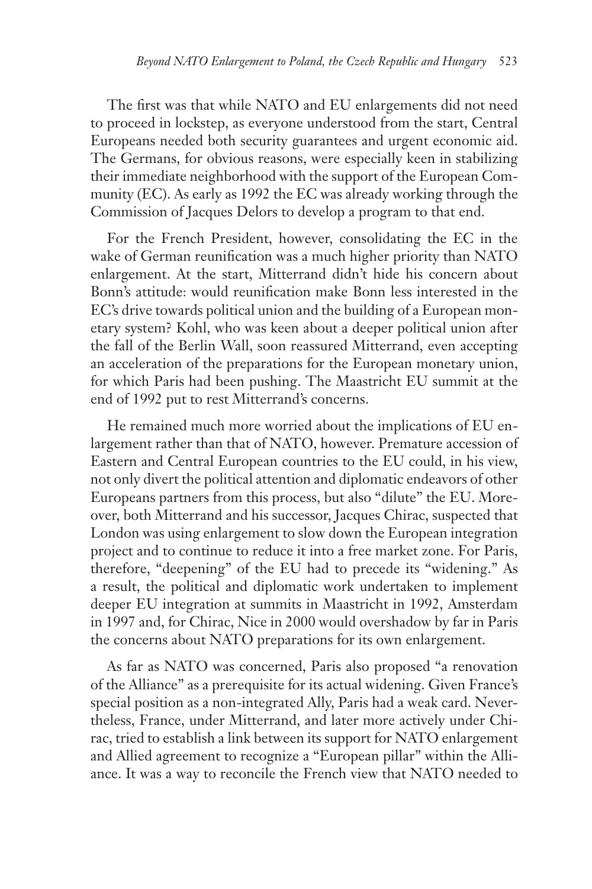The first was that while NATO and EU enlargements did not need to proceed in lockstep, as everyone understood from the start, Central Europeans needed both security guarantees and urgent economic aid. The Germans, for obvious reasons, were especially keen in stabilizing their immediate neighborhood with the support of the European Community (EC). As early as 1992 the EC was already working through the Commission of Jacques Delors to develop a program to that end.

For the French President, however, consolidating the EC in the wake of German reunification was a much higher priority than NATO enlargement. At the start, Mitterrand didn't hide his concern about Bonn's attitude: would reunification make Bonn less interested in the EC's drive towards political union and the building of a European monetary system? Kohl, who was keen about a deeper political union after the fall of the Berlin Wall, soon reassured Mitterrand, even accepting an acceleration of the preparations for the European monetary union, for which Paris had been pushing. The Maastricht EU summit at the end of 1992 put to rest Mitterrand's concerns.

He remained much more worried about the implications of EU enlargement rather than that of NATO, however. Premature accession of Eastern and Central European countries to the EU could, in his view, not only divert the political attention and diplomatic endeavors of other Europeans partners from this process, but also "dilute" the EU. Moreover, both Mitterrand and his successor, Jacques Chirac, suspected that London was using enlargement to slow down the European integration project and to continue to reduce it into a free market zone. For Paris, therefore, "deepening" of the EU had to precede its "widening." As a result, the political and diplomatic work undertaken to implement deeper EU integration at summits in Maastricht in 1992, Amsterdam in 1997 and, for Chirac, Nice in 2000 would overshadow by far in Paris the concerns about NATO preparations for its own enlargement.

As far as NATO was concerned, Paris also proposed "a renovation of the Alliance" as a prerequisite for its actual widening. Given France's special position as a non-integrated Ally, Paris had a weak card. Nevertheless, France, under Mitterrand, and later more actively under Chirac, tried to establish a link between its support for NATO enlargement and Allied agreement to recognize a "European pillar" within the Alliance. It was a way to reconcile the French view that NATO needed to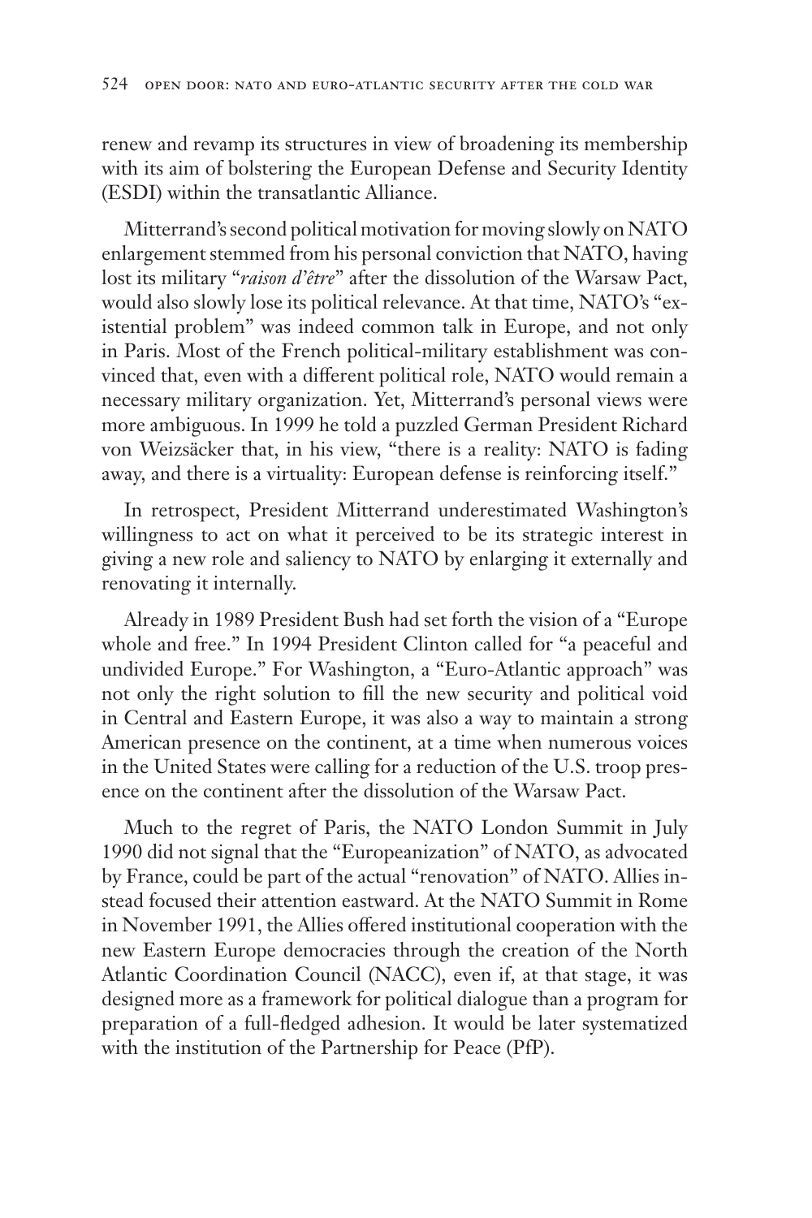renew and revamp its structures in view of broadening its membership with its aim of bolstering the European Defense and Security Identity (ESDI) within the transatlantic Alliance.

Mitterrand's second political motivation for moving slowly on NATO enlargement stemmed from his personal conviction that NATO, having lost its military "*raison d'être*" after the dissolution of the Warsaw Pact, would also slowly lose its political relevance. At that time, NATO's "existential problem" was indeed common talk in Europe, and not only in Paris. Most of the French political-military establishment was convinced that, even with a different political role, NATO would remain a necessary military organization. Yet, Mitterrand's personal views were more ambiguous. In 1999 he told a puzzled German President Richard von Weizsäcker that, in his view, "there is a reality: NATO is fading away, and there is a virtuality: European defense is reinforcing itself."

In retrospect, President Mitterrand underestimated Washington's willingness to act on what it perceived to be its strategic interest in giving a new role and saliency to NATO by enlarging it externally and renovating it internally.

Already in 1989 President Bush had set forth the vision of a "Europe whole and free." In 1994 President Clinton called for "a peaceful and undivided Europe." For Washington, a "Euro-Atlantic approach" was not only the right solution to fill the new security and political void in Central and Eastern Europe, it was also a way to maintain a strong American presence on the continent, at a time when numerous voices in the United States were calling for a reduction of the U.S. troop presence on the continent after the dissolution of the Warsaw Pact.

Much to the regret of Paris, the NATO London Summit in July 1990 did not signal that the "Europeanization" of NATO, as advocated by France, could be part of the actual "renovation" of NATO. Allies instead focused their attention eastward. At the NATO Summit in Rome in November 1991, the Allies offered institutional cooperation with the new Eastern Europe democracies through the creation of the North Atlantic Coordination Council (NACC), even if, at that stage, it was designed more as a framework for political dialogue than a program for preparation of a full-fledged adhesion. It would be later systematized with the institution of the Partnership for Peace (PfP).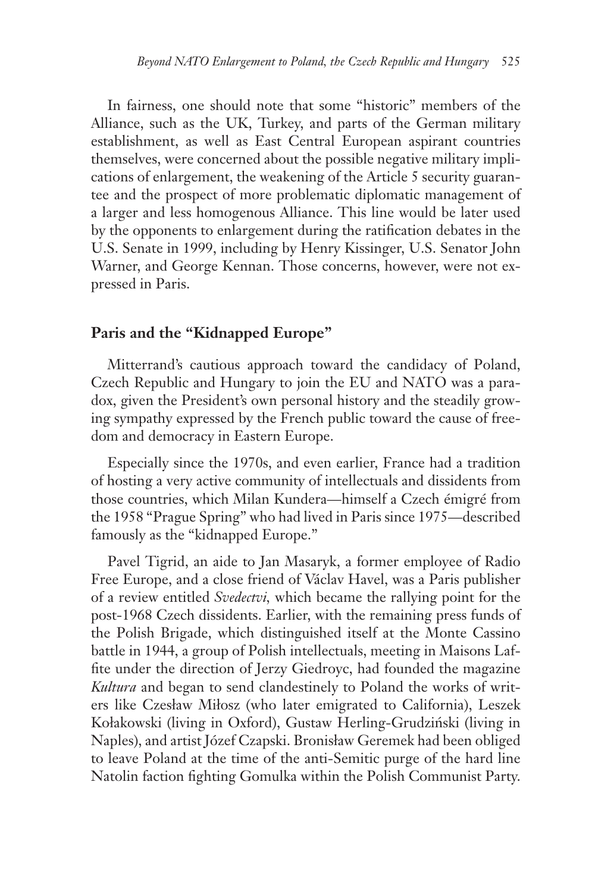In fairness, one should note that some "historic" members of the Alliance, such as the UK, Turkey, and parts of the German military establishment, as well as East Central European aspirant countries themselves, were concerned about the possible negative military implications of enlargement, the weakening of the Article 5 security guarantee and the prospect of more problematic diplomatic management of a larger and less homogenous Alliance. This line would be later used by the opponents to enlargement during the ratification debates in the U.S. Senate in 1999, including by Henry Kissinger, U.S. Senator John Warner, and George Kennan. Those concerns, however, were not expressed in Paris.

## Paris and the "Kidnapped Europe"

Mitterrand's cautious approach toward the candidacy of Poland, Czech Republic and Hungary to join the EU and NATO was a paradox, given the President's own personal history and the steadily growing sympathy expressed by the French public toward the cause of freedom and democracy in Eastern Europe.

Especially since the 1970s, and even earlier, France had a tradition of hosting a very active community of intellectuals and dissidents from those countries, which Milan Kundera—himself a Czech émigré from the 1958 "Prague Spring" who had lived in Paris since 1975—described famously as the "kidnapped Europe."

Pavel Tigrid, an aide to Jan Masaryk, a former employee of Radio Free Europe, and a close friend of Václav Havel, was a Paris publisher of a review entitled *Svedectvi*, which became the rallying point for the post-1968 Czech dissidents. Earlier, with the remaining press funds of the Polish Brigade, which distinguished itself at the Monte Cassino battle in 1944, a group of Polish intellectuals, meeting in Maisons Laffite under the direction of Jerzy Giedroyc, had founded the magazine *Kultura* and began to send clandestinely to Poland the works of writers like Czesław Miłosz (who later emigrated to California), Leszek Kołakowski (living in Oxford), Gustaw Herling-Grudziński (living in Naples), and artist Józef Czapski. Bronisław Geremek had been obliged to leave Poland at the time of the anti-Semitic purge of the hard line Natolin faction fighting Gomulka within the Polish Communist Party.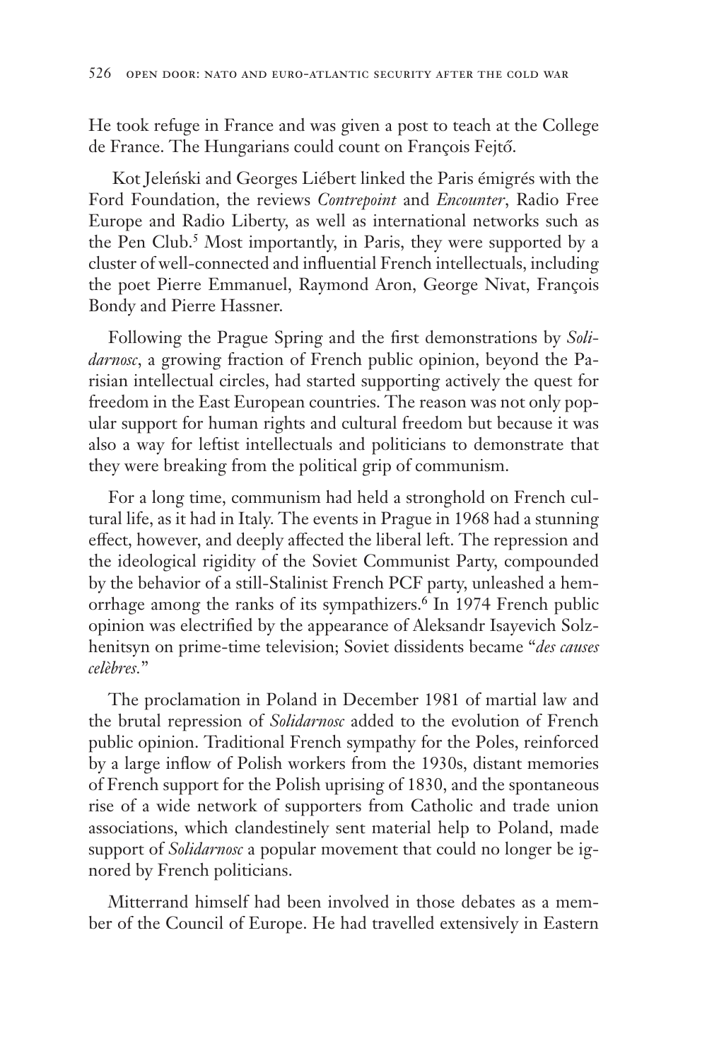He took refuge in France and was given a post to teach at the College de France. The Hungarians could count on François Fejtő.

Kot Jeleński and Georges Liébert linked the Paris émigrés with the Ford Foundation, the reviews *Contrepoint* and *Encounter*, Radio Free Europe and Radio Liberty, as well as international networks such as the Pen Club.[5] Most importantly, in Paris, they were supported by a cluster of well-connected and influential French intellectuals, including the poet Pierre Emmanuel, Raymond Aron, George Nivat, François Bondy and Pierre Hassner.

Following the Prague Spring and the first demonstrations by *Solidarnosc*, a growing fraction of French public opinion, beyond the Parisian intellectual circles, had started supporting actively the quest for freedom in the East European countries. The reason was not only popular support for human rights and cultural freedom but because it was also a way for leftist intellectuals and politicians to demonstrate that they were breaking from the political grip of communism.

For a long time, communism had held a stronghold on French cultural life, as it had in Italy. The events in Prague in 1968 had a stunning effect, however, and deeply affected the liberal left. The repression and the ideological rigidity of the Soviet Communist Party, compounded by the behavior of a still-Stalinist French PCF party, unleashed a hemorrhage among the ranks of its sympathizers.[6] In 1974 French public opinion was electrified by the appearance of Aleksandr Isayevich Solzhenitsyn on prime-time television; Soviet dissidents became "*des causes celèbres.*"

The proclamation in Poland in December 1981 of martial law and the brutal repression of *Solidarnosc* added to the evolution of French public opinion. Traditional French sympathy for the Poles, reinforced by a large inflow of Polish workers from the 1930s, distant memories of French support for the Polish uprising of 1830, and the spontaneous rise of a wide network of supporters from Catholic and trade union associations, which clandestinely sent material help to Poland, made support of *Solidarnosc* a popular movement that could no longer be ignored by French politicians.

Mitterrand himself had been involved in those debates as a member of the Council of Europe. He had travelled extensively in Eastern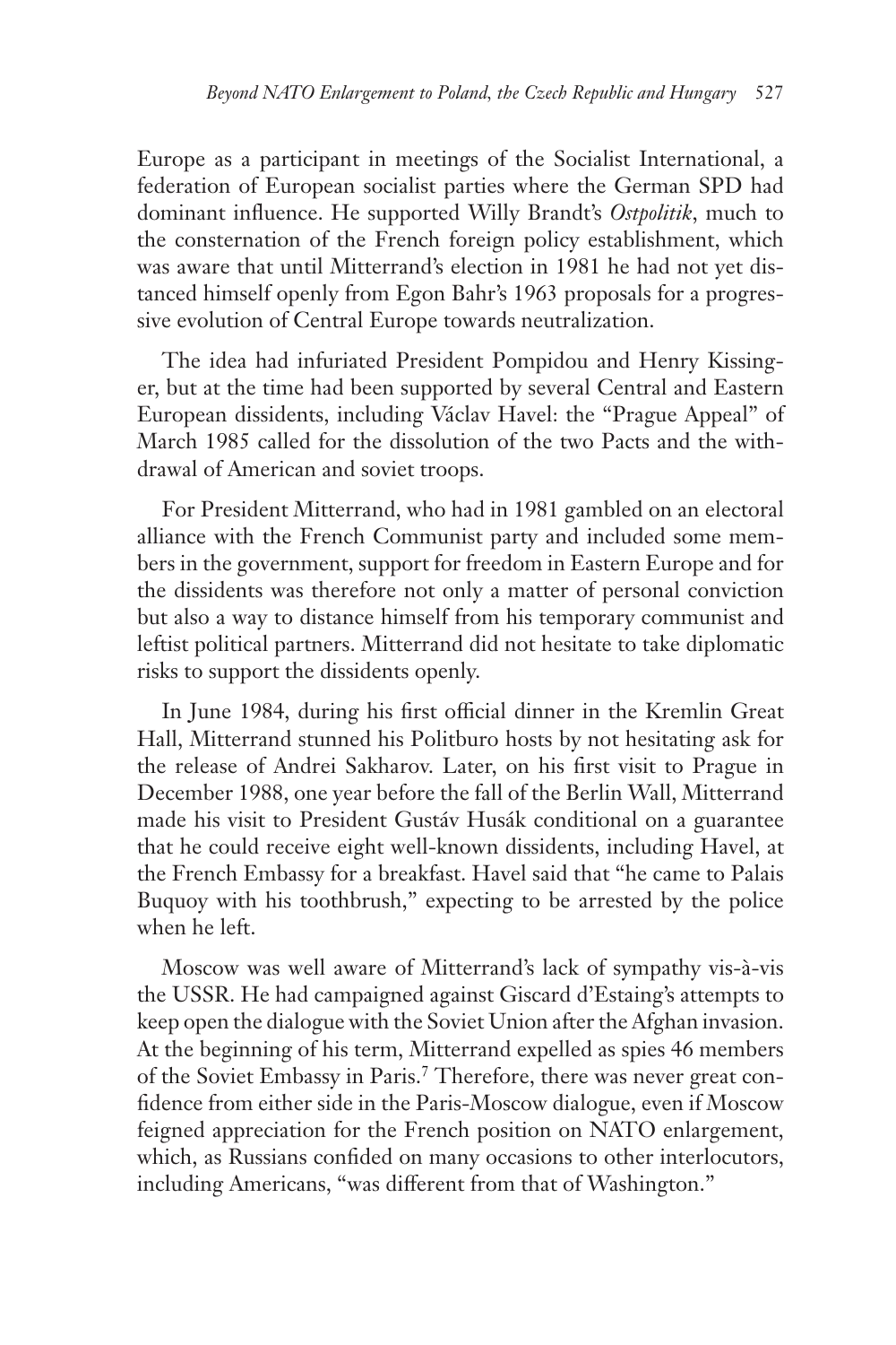Europe as a participant in meetings of the Socialist International, a federation of European socialist parties where the German SPD had dominant influence. He supported Willy Brandt's *Ostpolitik*, much to the consternation of the French foreign policy establishment, which was aware that until Mitterrand's election in 1981 he had not yet distanced himself openly from Egon Bahr's 1963 proposals for a progressive evolution of Central Europe towards neutralization.

The idea had infuriated President Pompidou and Henry Kissinger, but at the time had been supported by several Central and Eastern European dissidents, including Václav Havel: the "Prague Appeal" of March 1985 called for the dissolution of the two Pacts and the withdrawal of American and soviet troops.

For President Mitterrand, who had in 1981 gambled on an electoral alliance with the French Communist party and included some members in the government, support for freedom in Eastern Europe and for the dissidents was therefore not only a matter of personal conviction but also a way to distance himself from his temporary communist and leftist political partners. Mitterrand did not hesitate to take diplomatic risks to support the dissidents openly.

In June 1984, during his first official dinner in the Kremlin Great Hall, Mitterrand stunned his Politburo hosts by not hesitating ask for the release of Andrei Sakharov. Later, on his first visit to Prague in December 1988, one year before the fall of the Berlin Wall, Mitterrand made his visit to President Gustáv Husák conditional on a guarantee that he could receive eight well-known dissidents, including Havel, at the French Embassy for a breakfast. Havel said that "he came to Palais Buquoy with his toothbrush," expecting to be arrested by the police when he left.

Moscow was well aware of Mitterrand's lack of sympathy vis-à-vis the USSR. He had campaigned against Giscard d'Estaing's attempts to keep open the dialogue with the Soviet Union after the Afghan invasion. At the beginning of his term, Mitterrand expelled as spies 46 members of the Soviet Embassy in Paris.[7] Therefore, there was never great confidence from either side in the Paris-Moscow dialogue, even if Moscow feigned appreciation for the French position on NATO enlargement, which, as Russians confided on many occasions to other interlocutors, including Americans, "was different from that of Washington."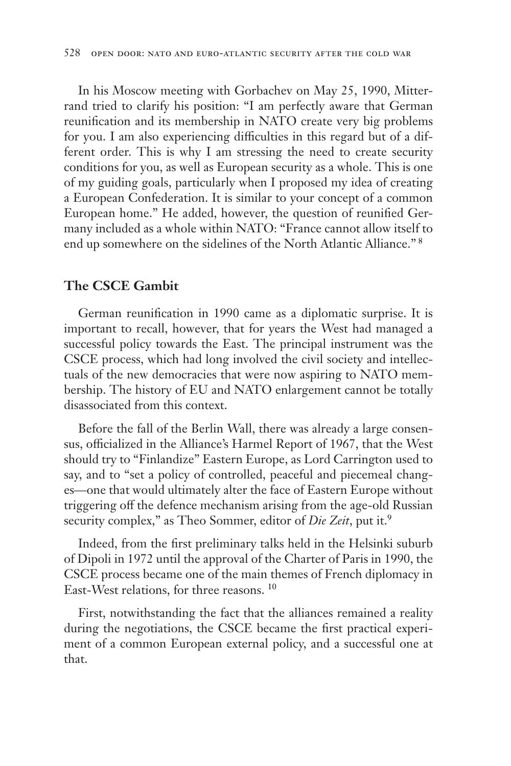In his Moscow meeting with Gorbachev on May 25, 1990, Mitterrand tried to clarify his position: "I am perfectly aware that German reunification and its membership in NATO create very big problems for you. I am also experiencing difficulties in this regard but of a different order. This is why I am stressing the need to create security conditions for you, as well as European security as a whole. This is one of my guiding goals, particularly when I proposed my idea of creating a European Confederation. It is similar to your concept of a common European home." He added, however, the question of reunified Germany included as a whole within NATO: "France cannot allow itself to end up somewhere on the sidelines of the North Atlantic Alliance."[8]

## The CSCE Gambit

German reunification in 1990 came as a diplomatic surprise. It is important to recall, however, that for years the West had managed a successful policy towards the East. The principal instrument was the CSCE process, which had long involved the civil society and intellectuals of the new democracies that were now aspiring to NATO membership. The history of EU and NATO enlargement cannot be totally disassociated from this context.

Before the fall of the Berlin Wall, there was already a large consensus, officialized in the Alliance's Harmel Report of 1967, that the West should try to "Finlandize" Eastern Europe, as Lord Carrington used to say, and to "set a policy of controlled, peaceful and piecemeal changes—one that would ultimately alter the face of Eastern Europe without triggering off the defence mechanism arising from the age-old Russian security complex," as Theo Sommer, editor of *Die Zeit*, put it.[9]

Indeed, from the first preliminary talks held in the Helsinki suburb of Dipoli in 1972 until the approval of the Charter of Paris in 1990, the CSCE process became one of the main themes of French diplomacy in East-West relations, for three reasons.[10]

First, notwithstanding the fact that the alliances remained a reality during the negotiations, the CSCE became the first practical experiment of a common European external policy, and a successful one at that.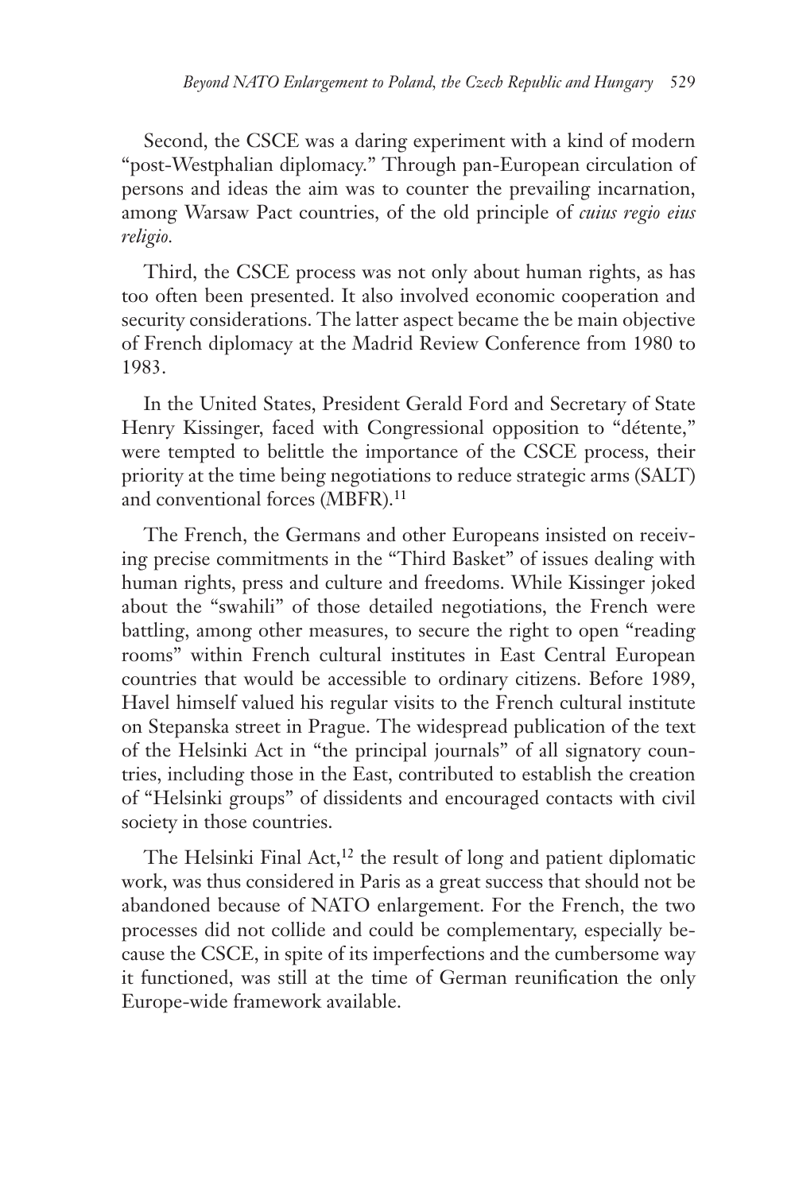Second, the CSCE was a daring experiment with a kind of modern "post-Westphalian diplomacy." Through pan-European circulation of persons and ideas the aim was to counter the prevailing incarnation, among Warsaw Pact countries, of the old principle of *cuius regio eius religio.*

Third, the CSCE process was not only about human rights, as has too often been presented. It also involved economic cooperation and security considerations. The latter aspect became the be main objective of French diplomacy at the Madrid Review Conference from 1980 to 1983.

In the United States, President Gerald Ford and Secretary of State Henry Kissinger, faced with Congressional opposition to "détente," were tempted to belittle the importance of the CSCE process, their priority at the time being negotiations to reduce strategic arms (SALT) and conventional forces (MBFR).[11]

The French, the Germans and other Europeans insisted on receiving precise commitments in the "Third Basket" of issues dealing with human rights, press and culture and freedoms. While Kissinger joked about the "swahili" of those detailed negotiations, the French were battling, among other measures, to secure the right to open "reading rooms" within French cultural institutes in East Central European countries that would be accessible to ordinary citizens. Before 1989, Havel himself valued his regular visits to the French cultural institute on Stepanska street in Prague. The widespread publication of the text of the Helsinki Act in "the principal journals" of all signatory countries, including those in the East, contributed to establish the creation of "Helsinki groups" of dissidents and encouraged contacts with civil society in those countries.

The Helsinki Final Act,[12] the result of long and patient diplomatic work, was thus considered in Paris as a great success that should not be abandoned because of NATO enlargement. For the French, the two processes did not collide and could be complementary, especially because the CSCE, in spite of its imperfections and the cumbersome way it functioned, was still at the time of German reunification the only Europe-wide framework available.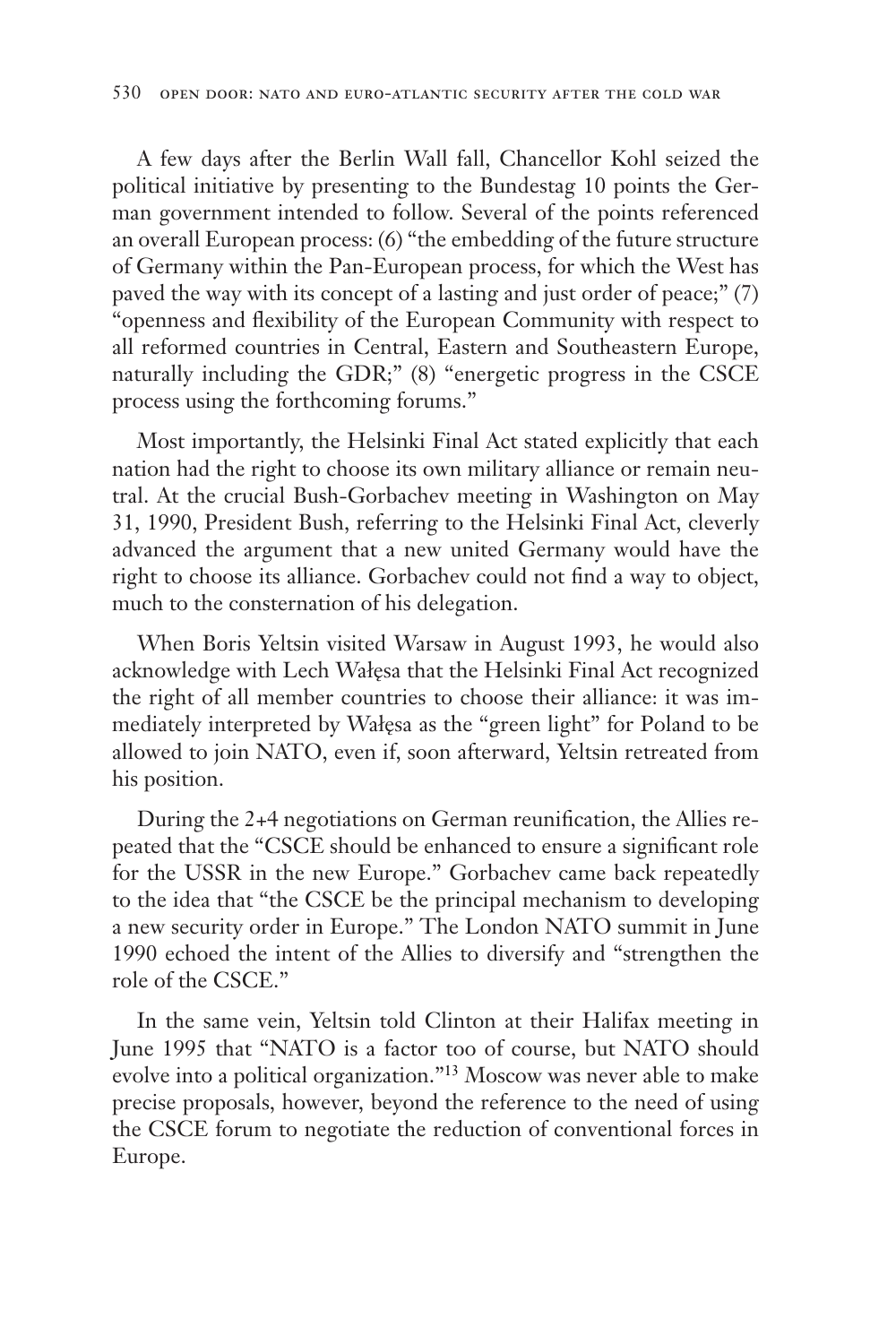A few days after the Berlin Wall fall, Chancellor Kohl seized the political initiative by presenting to the Bundestag 10 points the German government intended to follow. Several of the points referenced an overall European process: (6) "the embedding of the future structure of Germany within the Pan-European process, for which the West has paved the way with its concept of a lasting and just order of peace;" (7) "openness and flexibility of the European Community with respect to all reformed countries in Central, Eastern and Southeastern Europe, naturally including the GDR;" (8) "energetic progress in the CSCE process using the forthcoming forums."

Most importantly, the Helsinki Final Act stated explicitly that each nation had the right to choose its own military alliance or remain neutral. At the crucial Bush-Gorbachev meeting in Washington on May 31, 1990, President Bush, referring to the Helsinki Final Act, cleverly advanced the argument that a new united Germany would have the right to choose its alliance. Gorbachev could not find a way to object, much to the consternation of his delegation.

When Boris Yeltsin visited Warsaw in August 1993, he would also acknowledge with Lech Wałęsa that the Helsinki Final Act recognized the right of all member countries to choose their alliance: it was immediately interpreted by Wałęsa as the "green light" for Poland to be allowed to join NATO, even if, soon afterward, Yeltsin retreated from his position.

During the 2+4 negotiations on German reunification, the Allies repeated that the "CSCE should be enhanced to ensure a significant role for the USSR in the new Europe." Gorbachev came back repeatedly to the idea that "the CSCE be the principal mechanism to developing a new security order in Europe." The London NATO summit in June 1990 echoed the intent of the Allies to diversify and "strengthen the role of the CSCE."

In the same vein, Yeltsin told Clinton at their Halifax meeting in June 1995 that "NATO is a factor too of course, but NATO should evolve into a political organization."[13] Moscow was never able to make precise proposals, however, beyond the reference to the need of using the CSCE forum to negotiate the reduction of conventional forces in Europe.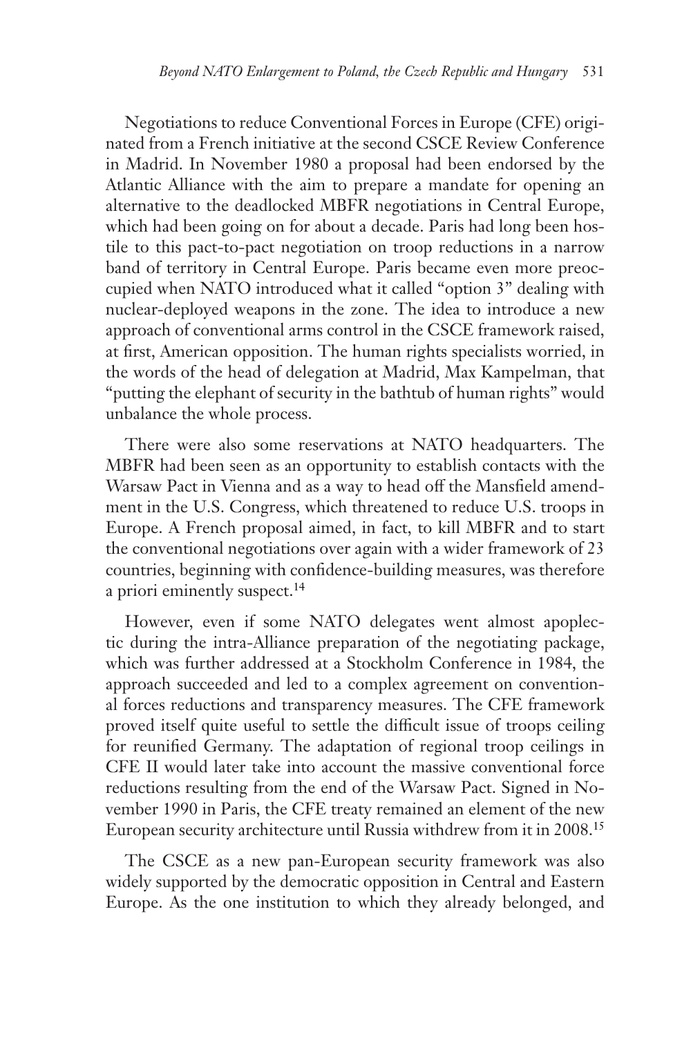Negotiations to reduce Conventional Forces in Europe (CFE) originated from a French initiative at the second CSCE Review Conference in Madrid. In November 1980 a proposal had been endorsed by the Atlantic Alliance with the aim to prepare a mandate for opening an alternative to the deadlocked MBFR negotiations in Central Europe, which had been going on for about a decade. Paris had long been hostile to this pact-to-pact negotiation on troop reductions in a narrow band of territory in Central Europe. Paris became even more preoccupied when NATO introduced what it called "option 3" dealing with nuclear-deployed weapons in the zone. The idea to introduce a new approach of conventional arms control in the CSCE framework raised, at first, American opposition. The human rights specialists worried, in the words of the head of delegation at Madrid, Max Kampelman, that "putting the elephant of security in the bathtub of human rights" would unbalance the whole process.

There were also some reservations at NATO headquarters. The MBFR had been seen as an opportunity to establish contacts with the Warsaw Pact in Vienna and as a way to head off the Mansfield amendment in the U.S. Congress, which threatened to reduce U.S. troops in Europe. A French proposal aimed, in fact, to kill MBFR and to start the conventional negotiations over again with a wider framework of 23 countries, beginning with confidence-building measures, was therefore a priori eminently suspect.[14]

However, even if some NATO delegates went almost apoplectic during the intra-Alliance preparation of the negotiating package, which was further addressed at a Stockholm Conference in 1984, the approach succeeded and led to a complex agreement on conventional forces reductions and transparency measures. The CFE framework proved itself quite useful to settle the difficult issue of troops ceiling for reunified Germany. The adaptation of regional troop ceilings in CFE II would later take into account the massive conventional force reductions resulting from the end of the Warsaw Pact. Signed in November 1990 in Paris, the CFE treaty remained an element of the new European security architecture until Russia withdrew from it in 2008.[15]

The CSCE as a new pan-European security framework was also widely supported by the democratic opposition in Central and Eastern Europe. As the one institution to which they already belonged, and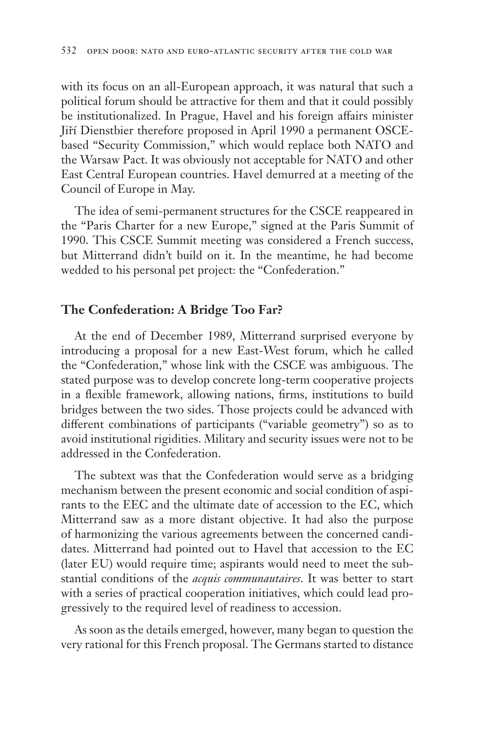with its focus on an all-European approach, it was natural that such a political forum should be attractive for them and that it could possibly be institutionalized. In Prague, Havel and his foreign affairs minister Jiří Dienstbier therefore proposed in April 1990 a permanent OSCE-based "Security Commission," which would replace both NATO and the Warsaw Pact. It was obviously not acceptable for NATO and other East Central European countries. Havel demurred at a meeting of the Council of Europe in May.

The idea of semi-permanent structures for the CSCE reappeared in the "Paris Charter for a new Europe," signed at the Paris Summit of 1990. This CSCE Summit meeting was considered a French success, but Mitterrand didn't build on it. In the meantime, he had become wedded to his personal pet project: the "Confederation."

## The Confederation: A Bridge Too Far?

At the end of December 1989, Mitterrand surprised everyone by introducing a proposal for a new East-West forum, which he called the "Confederation," whose link with the CSCE was ambiguous. The stated purpose was to develop concrete long-term cooperative projects in a flexible framework, allowing nations, firms, institutions to build bridges between the two sides. Those projects could be advanced with different combinations of participants ("variable geometry") so as to avoid institutional rigidities. Military and security issues were not to be addressed in the Confederation.

The subtext was that the Confederation would serve as a bridging mechanism between the present economic and social condition of aspirants to the EEC and the ultimate date of accession to the EC, which Mitterrand saw as a more distant objective. It had also the purpose of harmonizing the various agreements between the concerned candidates. Mitterrand had pointed out to Havel that accession to the EC (later EU) would require time; aspirants would need to meet the substantial conditions of the *acquis communautaires*. It was better to start with a series of practical cooperation initiatives, which could lead progressively to the required level of readiness to accession.

As soon as the details emerged, however, many began to question the very rational for this French proposal. The Germans started to distance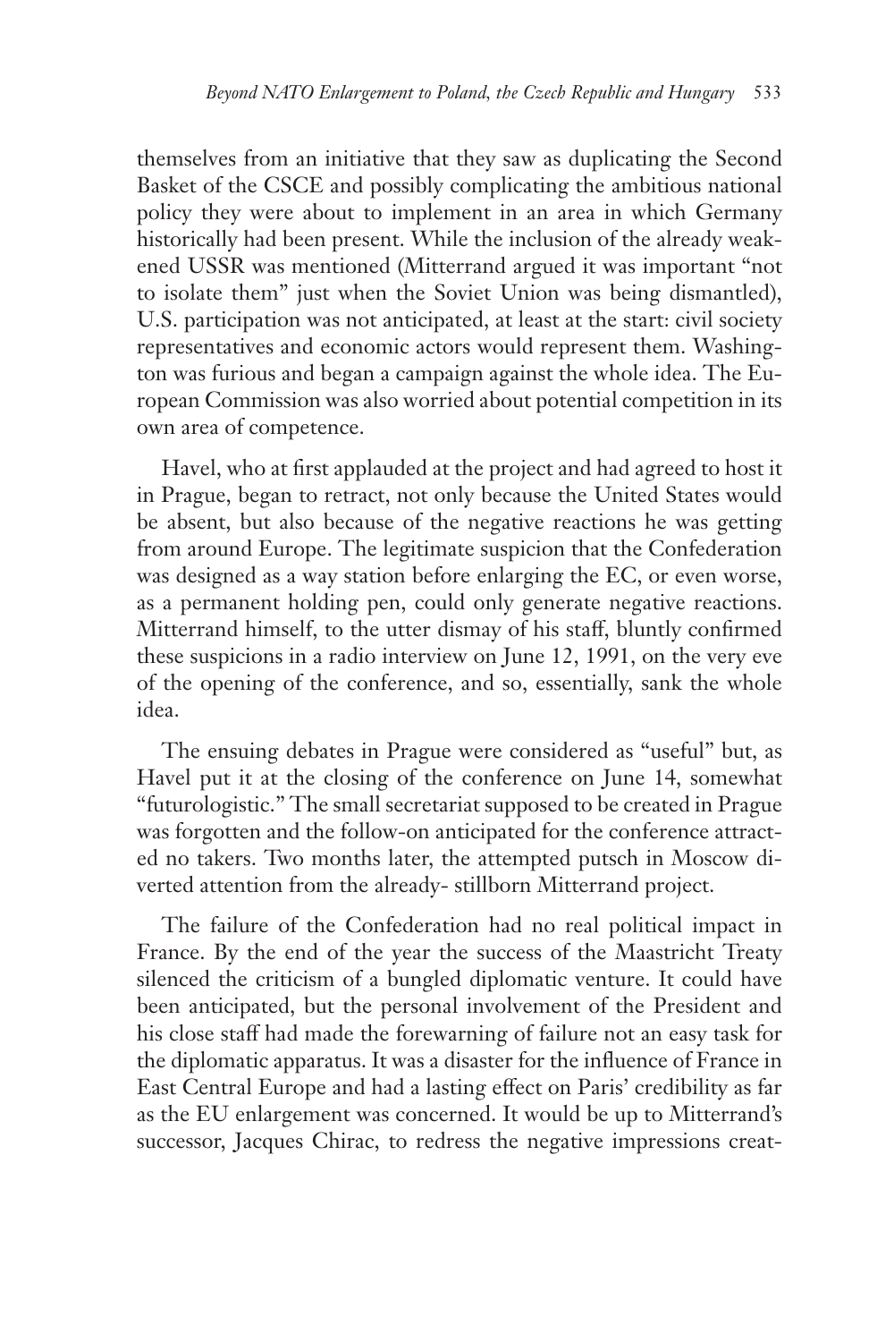themselves from an initiative that they saw as duplicating the Second Basket of the CSCE and possibly complicating the ambitious national policy they were about to implement in an area in which Germany historically had been present. While the inclusion of the already weakened USSR was mentioned (Mitterrand argued it was important "not to isolate them" just when the Soviet Union was being dismantled), U.S. participation was not anticipated, at least at the start: civil society representatives and economic actors would represent them. Washington was furious and began a campaign against the whole idea. The European Commission was also worried about potential competition in its own area of competence.

Havel, who at first applauded at the project and had agreed to host it in Prague, began to retract, not only because the United States would be absent, but also because of the negative reactions he was getting from around Europe. The legitimate suspicion that the Confederation was designed as a way station before enlarging the EC, or even worse, as a permanent holding pen, could only generate negative reactions. Mitterrand himself, to the utter dismay of his staff, bluntly confirmed these suspicions in a radio interview on June 12, 1991, on the very eve of the opening of the conference, and so, essentially, sank the whole idea.

The ensuing debates in Prague were considered as "useful" but, as Havel put it at the closing of the conference on June 14, somewhat "futurologistic." The small secretariat supposed to be created in Prague was forgotten and the follow-on anticipated for the conference attracted no takers. Two months later, the attempted putsch in Moscow diverted attention from the already- stillborn Mitterrand project.

The failure of the Confederation had no real political impact in France. By the end of the year the success of the Maastricht Treaty silenced the criticism of a bungled diplomatic venture. It could have been anticipated, but the personal involvement of the President and his close staff had made the forewarning of failure not an easy task for the diplomatic apparatus. It was a disaster for the influence of France in East Central Europe and had a lasting effect on Paris' credibility as far as the EU enlargement was concerned. It would be up to Mitterrand's successor, Jacques Chirac, to redress the negative impressions creat-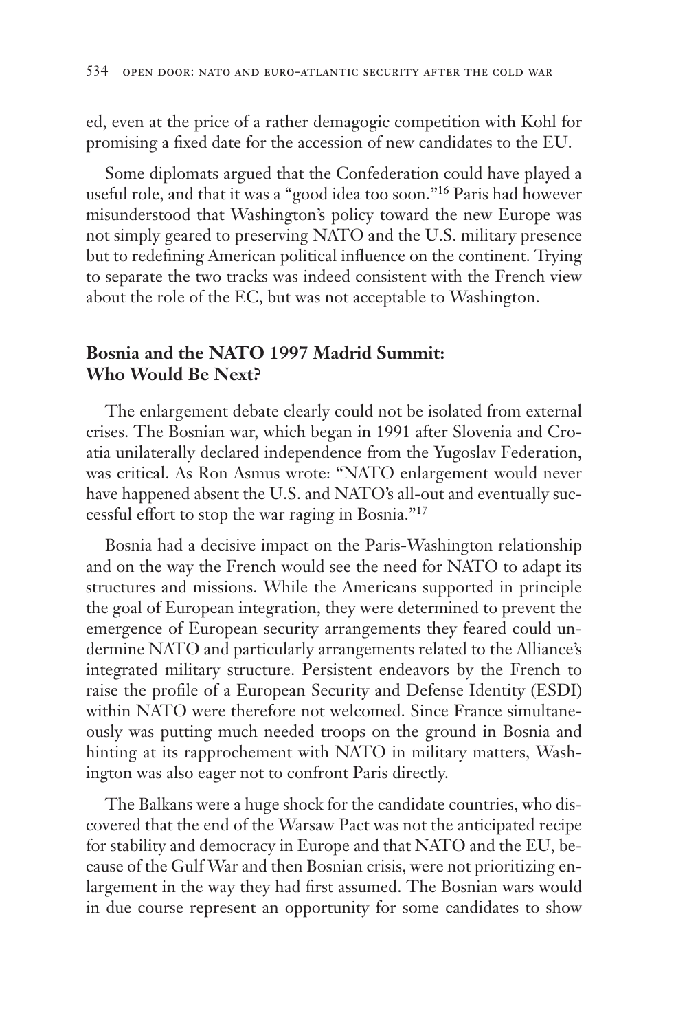ed, even at the price of a rather demagogic competition with Kohl for promising a fixed date for the accession of new candidates to the EU.

Some diplomats argued that the Confederation could have played a useful role, and that it was a "good idea too soon."[16] Paris had however misunderstood that Washington's policy toward the new Europe was not simply geared to preserving NATO and the U.S. military presence but to redefining American political influence on the continent. Trying to separate the two tracks was indeed consistent with the French view about the role of the EC, but was not acceptable to Washington.

## Bosnia and the NATO 1997 Madrid Summit: Who Would Be Next?

The enlargement debate clearly could not be isolated from external crises. The Bosnian war, which began in 1991 after Slovenia and Croatia unilaterally declared independence from the Yugoslav Federation, was critical. As Ron Asmus wrote: "NATO enlargement would never have happened absent the U.S. and NATO's all-out and eventually successful effort to stop the war raging in Bosnia."[17]

Bosnia had a decisive impact on the Paris-Washington relationship and on the way the French would see the need for NATO to adapt its structures and missions. While the Americans supported in principle the goal of European integration, they were determined to prevent the emergence of European security arrangements they feared could undermine NATO and particularly arrangements related to the Alliance's integrated military structure. Persistent endeavors by the French to raise the profile of a European Security and Defense Identity (ESDI) within NATO were therefore not welcomed. Since France simultaneously was putting much needed troops on the ground in Bosnia and hinting at its rapprochement with NATO in military matters, Washington was also eager not to confront Paris directly.

The Balkans were a huge shock for the candidate countries, who discovered that the end of the Warsaw Pact was not the anticipated recipe for stability and democracy in Europe and that NATO and the EU, because of the Gulf War and then Bosnian crisis, were not prioritizing enlargement in the way they had first assumed. The Bosnian wars would in due course represent an opportunity for some candidates to show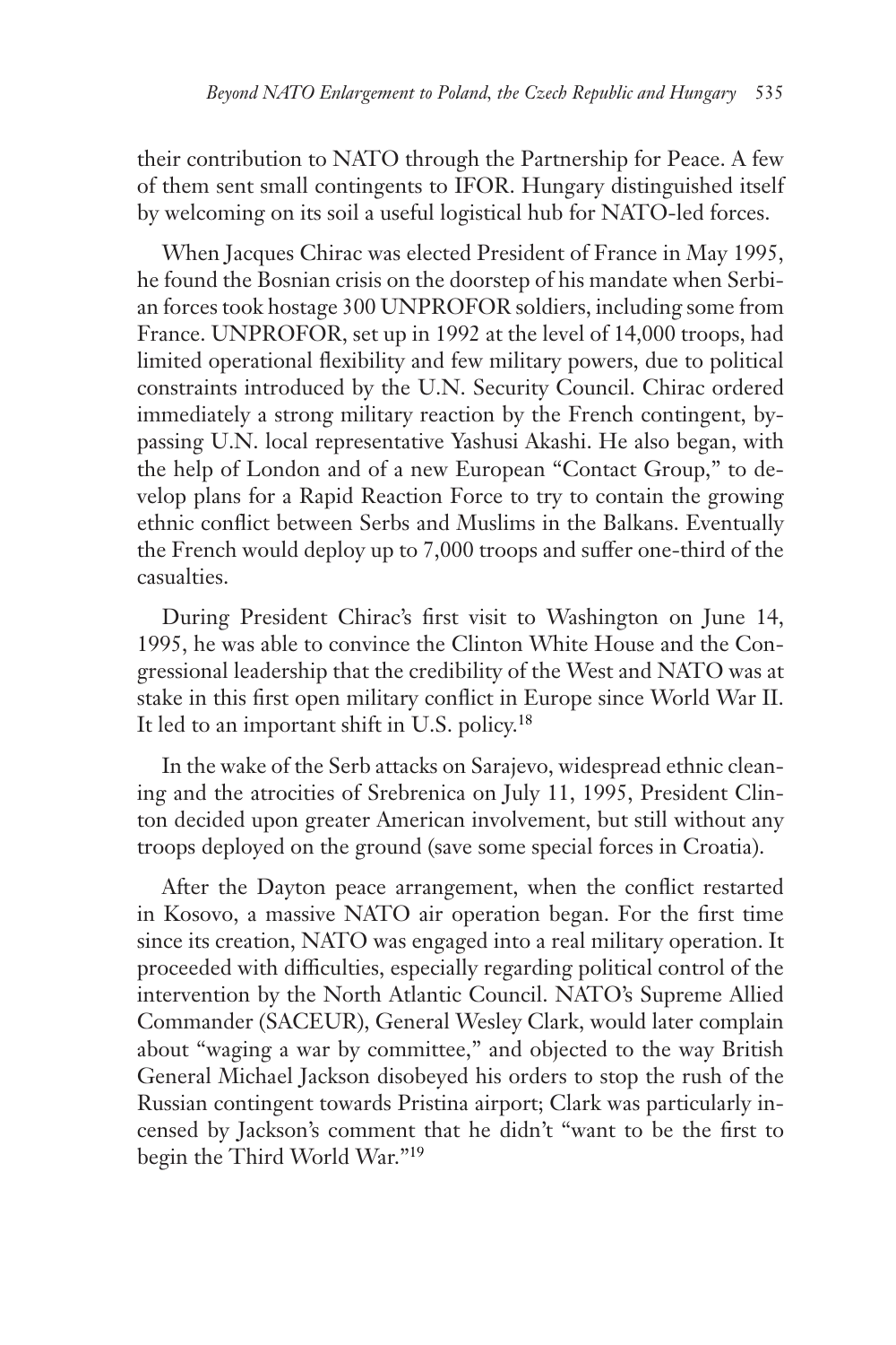their contribution to NATO through the Partnership for Peace. A few of them sent small contingents to IFOR. Hungary distinguished itself by welcoming on its soil a useful logistical hub for NATO-led forces.

When Jacques Chirac was elected President of France in May 1995, he found the Bosnian crisis on the doorstep of his mandate when Serbian forces took hostage 300 UNPROFOR soldiers, including some from France. UNPROFOR, set up in 1992 at the level of 14,000 troops, had limited operational flexibility and few military powers, due to political constraints introduced by the U.N. Security Council. Chirac ordered immediately a strong military reaction by the French contingent, bypassing U.N. local representative Yashusi Akashi. He also began, with the help of London and of a new European "Contact Group," to develop plans for a Rapid Reaction Force to try to contain the growing ethnic conflict between Serbs and Muslims in the Balkans. Eventually the French would deploy up to 7,000 troops and suffer one-third of the casualties.

During President Chirac's first visit to Washington on June 14, 1995, he was able to convince the Clinton White House and the Congressional leadership that the credibility of the West and NATO was at stake in this first open military conflict in Europe since World War II. It led to an important shift in U.S. policy.[18]

In the wake of the Serb attacks on Sarajevo, widespread ethnic cleaning and the atrocities of Srebrenica on July 11, 1995, President Clinton decided upon greater American involvement, but still without any troops deployed on the ground (save some special forces in Croatia).

After the Dayton peace arrangement, when the conflict restarted in Kosovo, a massive NATO air operation began. For the first time since its creation, NATO was engaged into a real military operation. It proceeded with difficulties, especially regarding political control of the intervention by the North Atlantic Council. NATO's Supreme Allied Commander (SACEUR), General Wesley Clark, would later complain about "waging a war by committee," and objected to the way British General Michael Jackson disobeyed his orders to stop the rush of the Russian contingent towards Pristina airport; Clark was particularly incensed by Jackson's comment that he didn't "want to be the first to begin the Third World War."[19]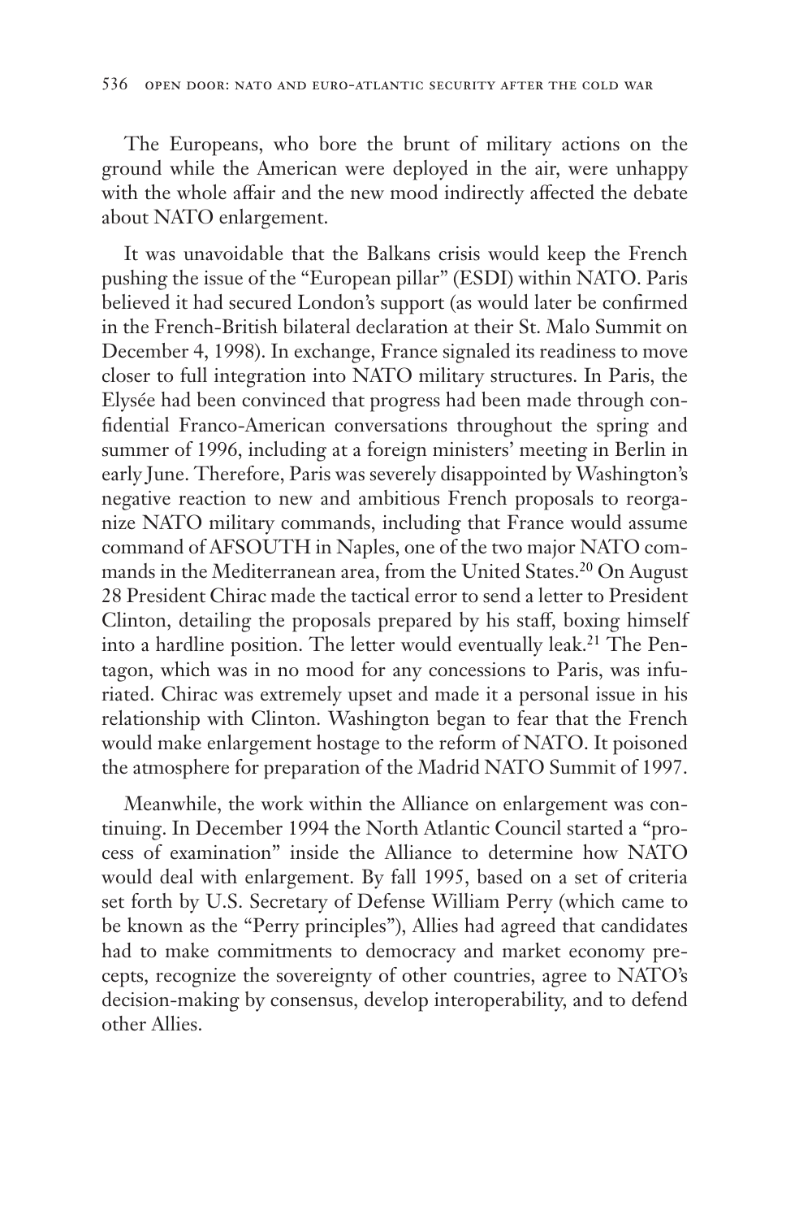The Europeans, who bore the brunt of military actions on the ground while the American were deployed in the air, were unhappy with the whole affair and the new mood indirectly affected the debate about NATO enlargement.

It was unavoidable that the Balkans crisis would keep the French pushing the issue of the "European pillar" (ESDI) within NATO. Paris believed it had secured London's support (as would later be confirmed in the French-British bilateral declaration at their St. Malo Summit on December 4, 1998). In exchange, France signaled its readiness to move closer to full integration into NATO military structures. In Paris, the Elysée had been convinced that progress had been made through confidential Franco-American conversations throughout the spring and summer of 1996, including at a foreign ministers' meeting in Berlin in early June. Therefore, Paris was severely disappointed by Washington's negative reaction to new and ambitious French proposals to reorganize NATO military commands, including that France would assume command of AFSOUTH in Naples, one of the two major NATO commands in the Mediterranean area, from the United States.[20] On August 28 President Chirac made the tactical error to send a letter to President Clinton, detailing the proposals prepared by his staff, boxing himself into a hardline position. The letter would eventually leak.[21] The Pentagon, which was in no mood for any concessions to Paris, was infuriated. Chirac was extremely upset and made it a personal issue in his relationship with Clinton. Washington began to fear that the French would make enlargement hostage to the reform of NATO. It poisoned the atmosphere for preparation of the Madrid NATO Summit of 1997.

Meanwhile, the work within the Alliance on enlargement was continuing. In December 1994 the North Atlantic Council started a "process of examination" inside the Alliance to determine how NATO would deal with enlargement. By fall 1995, based on a set of criteria set forth by U.S. Secretary of Defense William Perry (which came to be known as the "Perry principles"), Allies had agreed that candidates had to make commitments to democracy and market economy precepts, recognize the sovereignty of other countries, agree to NATO's decision-making by consensus, develop interoperability, and to defend other Allies.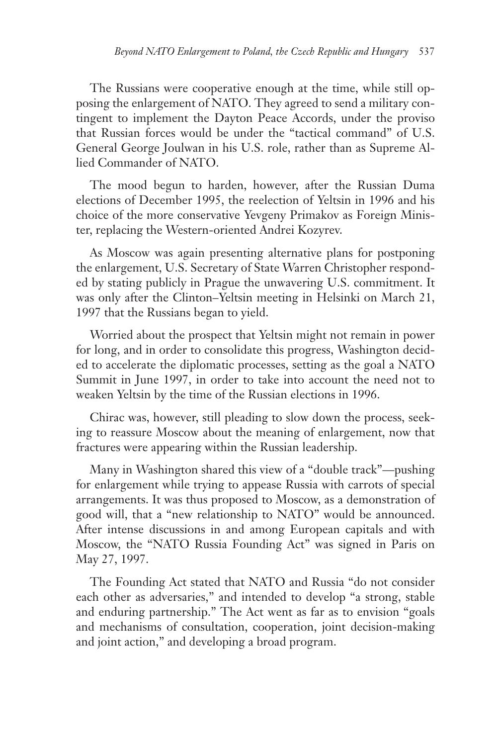The Russians were cooperative enough at the time, while still opposing the enlargement of NATO. They agreed to send a military contingent to implement the Dayton Peace Accords, under the proviso that Russian forces would be under the "tactical command" of U.S. General George Joulwan in his U.S. role, rather than as Supreme Allied Commander of NATO.

The mood begun to harden, however, after the Russian Duma elections of December 1995, the reelection of Yeltsin in 1996 and his choice of the more conservative Yevgeny Primakov as Foreign Minister, replacing the Western-oriented Andrei Kozyrev.

As Moscow was again presenting alternative plans for postponing the enlargement, U.S. Secretary of State Warren Christopher responded by stating publicly in Prague the unwavering U.S. commitment. It was only after the Clinton–Yeltsin meeting in Helsinki on March 21, 1997 that the Russians began to yield.

Worried about the prospect that Yeltsin might not remain in power for long, and in order to consolidate this progress, Washington decided to accelerate the diplomatic processes, setting as the goal a NATO Summit in June 1997, in order to take into account the need not to weaken Yeltsin by the time of the Russian elections in 1996.

Chirac was, however, still pleading to slow down the process, seeking to reassure Moscow about the meaning of enlargement, now that fractures were appearing within the Russian leadership.

Many in Washington shared this view of a "double track"—pushing for enlargement while trying to appease Russia with carrots of special arrangements. It was thus proposed to Moscow, as a demonstration of good will, that a "new relationship to NATO" would be announced. After intense discussions in and among European capitals and with Moscow, the "NATO Russia Founding Act" was signed in Paris on May 27, 1997.

The Founding Act stated that NATO and Russia "do not consider each other as adversaries," and intended to develop "a strong, stable and enduring partnership." The Act went as far as to envision "goals and mechanisms of consultation, cooperation, joint decision-making and joint action," and developing a broad program.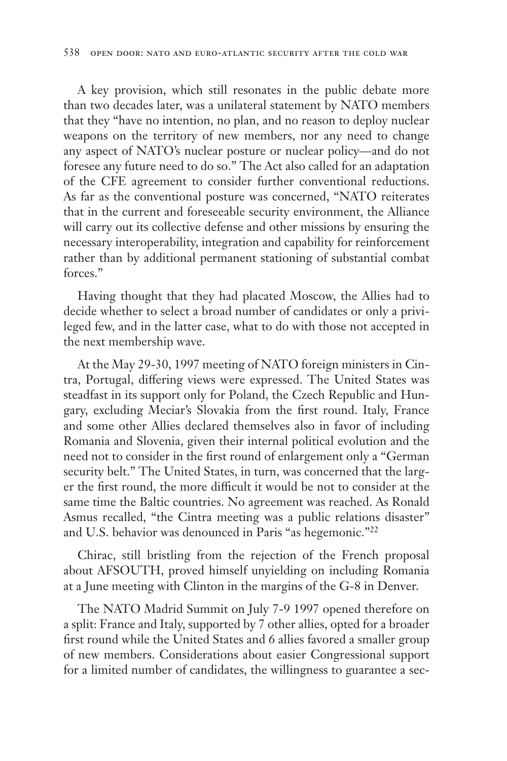A key provision, which still resonates in the public debate more than two decades later, was a unilateral statement by NATO members that they "have no intention, no plan, and no reason to deploy nuclear weapons on the territory of new members, nor any need to change any aspect of NATO's nuclear posture or nuclear policy—and do not foresee any future need to do so." The Act also called for an adaptation of the CFE agreement to consider further conventional reductions. As far as the conventional posture was concerned, "NATO reiterates that in the current and foreseeable security environment, the Alliance will carry out its collective defense and other missions by ensuring the necessary interoperability, integration and capability for reinforcement rather than by additional permanent stationing of substantial combat forces."

Having thought that they had placated Moscow, the Allies had to decide whether to select a broad number of candidates or only a privileged few, and in the latter case, what to do with those not accepted in the next membership wave.

At the May 29-30, 1997 meeting of NATO foreign ministers in Cintra, Portugal, differing views were expressed. The United States was steadfast in its support only for Poland, the Czech Republic and Hungary, excluding Meciar's Slovakia from the first round. Italy, France and some other Allies declared themselves also in favor of including Romania and Slovenia, given their internal political evolution and the need not to consider in the first round of enlargement only a "German security belt." The United States, in turn, was concerned that the larger the first round, the more difficult it would be not to consider at the same time the Baltic countries. No agreement was reached. As Ronald Asmus recalled, "the Cintra meeting was a public relations disaster" and U.S. behavior was denounced in Paris "as hegemonic."[22]

Chirac, still bristling from the rejection of the French proposal about AFSOUTH, proved himself unyielding on including Romania at a June meeting with Clinton in the margins of the G-8 in Denver.

The NATO Madrid Summit on July 7-9 1997 opened therefore on a split: France and Italy, supported by 7 other allies, opted for a broader first round while the United States and 6 allies favored a smaller group of new members. Considerations about easier Congressional support for a limited number of candidates, the willingness to guarantee a sec-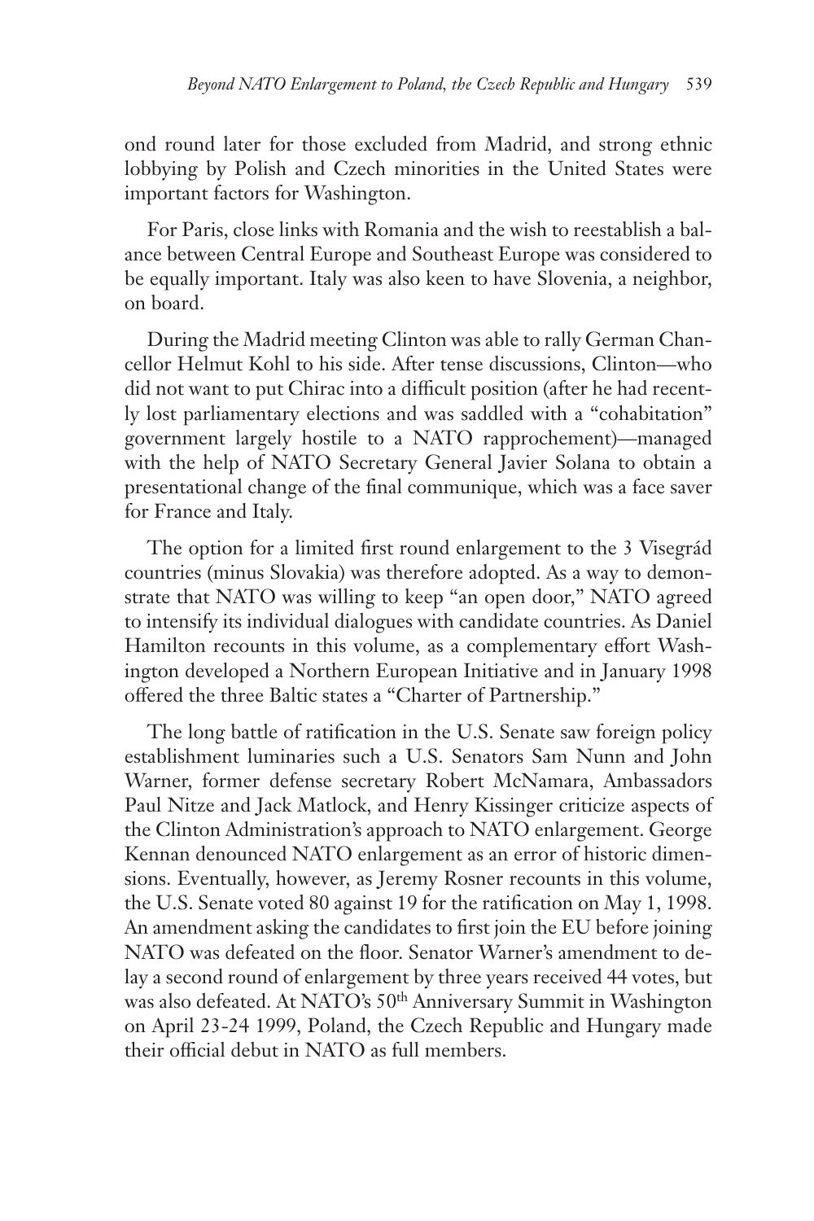ond round later for those excluded from Madrid, and strong ethnic lobbying by Polish and Czech minorities in the United States were important factors for Washington.

For Paris, close links with Romania and the wish to reestablish a balance between Central Europe and Southeast Europe was considered to be equally important. Italy was also keen to have Slovenia, a neighbor, on board.

During the Madrid meeting Clinton was able to rally German Chancellor Helmut Kohl to his side. After tense discussions, Clinton—who did not want to put Chirac into a difficult position (after he had recently lost parliamentary elections and was saddled with a "cohabitation" government largely hostile to a NATO rapprochement)—managed with the help of NATO Secretary General Javier Solana to obtain a presentational change of the final communique, which was a face saver for France and Italy.

The option for a limited first round enlargement to the 3 Visegrád countries (minus Slovakia) was therefore adopted. As a way to demonstrate that NATO was willing to keep "an open door," NATO agreed to intensify its individual dialogues with candidate countries. As Daniel Hamilton recounts in this volume, as a complementary effort Washington developed a Northern European Initiative and in January 1998 offered the three Baltic states a "Charter of Partnership."

The long battle of ratification in the U.S. Senate saw foreign policy establishment luminaries such a U.S. Senators Sam Nunn and John Warner, former defense secretary Robert McNamara, Ambassadors Paul Nitze and Jack Matlock, and Henry Kissinger criticize aspects of the Clinton Administration's approach to NATO enlargement. George Kennan denounced NATO enlargement as an error of historic dimensions. Eventually, however, as Jeremy Rosner recounts in this volume, the U.S. Senate voted 80 against 19 for the ratification on May 1, 1998. An amendment asking the candidates to first join the EU before joining NATO was defeated on the floor. Senator Warner's amendment to delay a second round of enlargement by three years received 44 votes, but was also defeated. At NATO's 50th Anniversary Summit in Washington on April 23-24 1999, Poland, the Czech Republic and Hungary made their official debut in NATO as full members.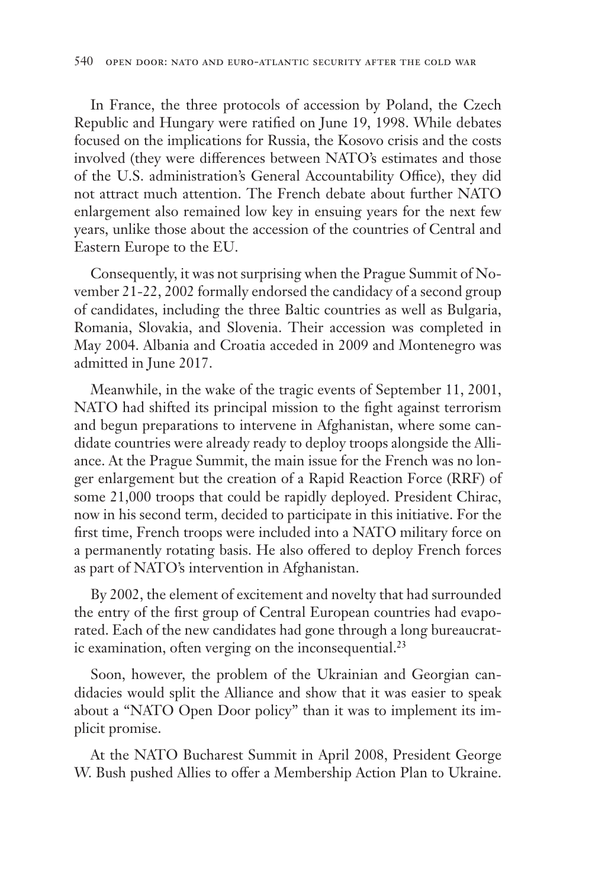In France, the three protocols of accession by Poland, the Czech Republic and Hungary were ratified on June 19, 1998. While debates focused on the implications for Russia, the Kosovo crisis and the costs involved (they were differences between NATO's estimates and those of the U.S. administration's General Accountability Office), they did not attract much attention. The French debate about further NATO enlargement also remained low key in ensuing years for the next few years, unlike those about the accession of the countries of Central and Eastern Europe to the EU.

Consequently, it was not surprising when the Prague Summit of November 21-22, 2002 formally endorsed the candidacy of a second group of candidates, including the three Baltic countries as well as Bulgaria, Romania, Slovakia, and Slovenia. Their accession was completed in May 2004. Albania and Croatia acceded in 2009 and Montenegro was admitted in June 2017.

Meanwhile, in the wake of the tragic events of September 11, 2001, NATO had shifted its principal mission to the fight against terrorism and begun preparations to intervene in Afghanistan, where some candidate countries were already ready to deploy troops alongside the Alliance. At the Prague Summit, the main issue for the French was no longer enlargement but the creation of a Rapid Reaction Force (RRF) of some 21,000 troops that could be rapidly deployed. President Chirac, now in his second term, decided to participate in this initiative. For the first time, French troops were included into a NATO military force on a permanently rotating basis. He also offered to deploy French forces as part of NATO's intervention in Afghanistan.

By 2002, the element of excitement and novelty that had surrounded the entry of the first group of Central European countries had evaporated. Each of the new candidates had gone through a long bureaucratic examination, often verging on the inconsequential.[23]

Soon, however, the problem of the Ukrainian and Georgian candidacies would split the Alliance and show that it was easier to speak about a "NATO Open Door policy" than it was to implement its implicit promise.

At the NATO Bucharest Summit in April 2008, President George W. Bush pushed Allies to offer a Membership Action Plan to Ukraine.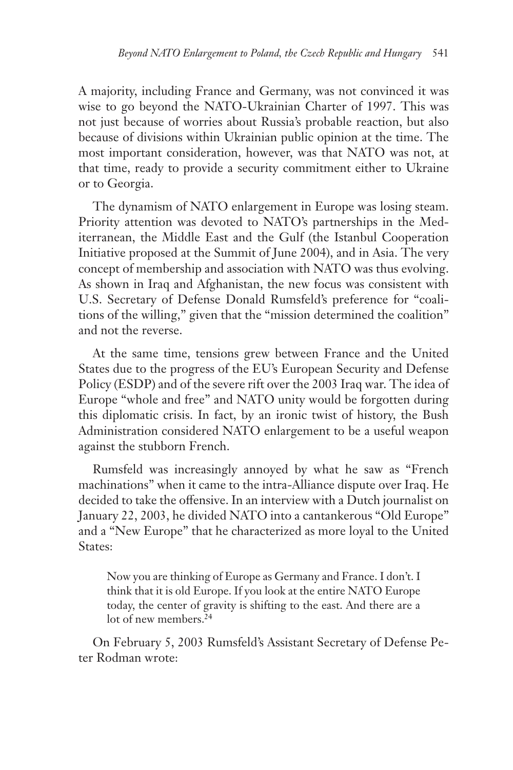A majority, including France and Germany, was not convinced it was wise to go beyond the NATO-Ukrainian Charter of 1997. This was not just because of worries about Russia's probable reaction, but also because of divisions within Ukrainian public opinion at the time. The most important consideration, however, was that NATO was not, at that time, ready to provide a security commitment either to Ukraine or to Georgia.

The dynamism of NATO enlargement in Europe was losing steam. Priority attention was devoted to NATO's partnerships in the Mediterranean, the Middle East and the Gulf (the Istanbul Cooperation Initiative proposed at the Summit of June 2004), and in Asia. The very concept of membership and association with NATO was thus evolving. As shown in Iraq and Afghanistan, the new focus was consistent with U.S. Secretary of Defense Donald Rumsfeld's preference for "coalitions of the willing," given that the "mission determined the coalition" and not the reverse.

At the same time, tensions grew between France and the United States due to the progress of the EU's European Security and Defense Policy (ESDP) and of the severe rift over the 2003 Iraq war. The idea of Europe "whole and free" and NATO unity would be forgotten during this diplomatic crisis. In fact, by an ironic twist of history, the Bush Administration considered NATO enlargement to be a useful weapon against the stubborn French.

Rumsfeld was increasingly annoyed by what he saw as "French machinations" when it came to the intra-Alliance dispute over Iraq. He decided to take the offensive. In an interview with a Dutch journalist on January 22, 2003, he divided NATO into a cantankerous "Old Europe" and a "New Europe" that he characterized as more loyal to the United States:

> Now you are thinking of Europe as Germany and France. I don't. I think that it is old Europe. If you look at the entire NATO Europe today, the center of gravity is shifting to the east. And there are a lot of new members.[24]

On February 5, 2003 Rumsfeld's Assistant Secretary of Defense Peter Rodman wrote: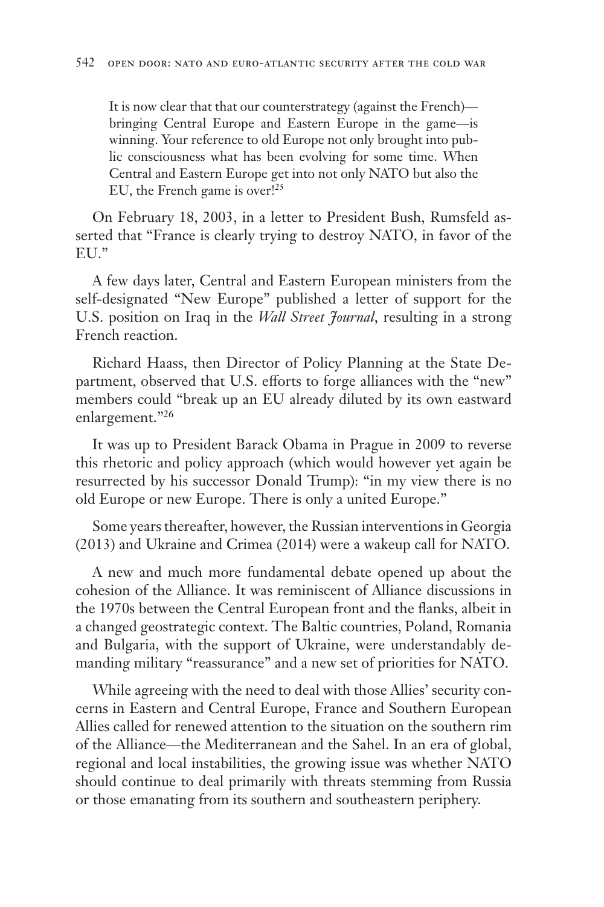> It is now clear that that our counterstrategy (against the French)—bringing Central Europe and Eastern Europe in the game—is winning. Your reference to old Europe not only brought into public consciousness what has been evolving for some time. When Central and Eastern Europe get into not only NATO but also the EU, the French game is over![25]

On February 18, 2003, in a letter to President Bush, Rumsfeld asserted that "France is clearly trying to destroy NATO, in favor of the EU."

A few days later, Central and Eastern European ministers from the self-designated "New Europe" published a letter of support for the U.S. position on Iraq in the *Wall Street Journal*, resulting in a strong French reaction.

Richard Haass, then Director of Policy Planning at the State Department, observed that U.S. efforts to forge alliances with the "new" members could "break up an EU already diluted by its own eastward enlargement."[26]

It was up to President Barack Obama in Prague in 2009 to reverse this rhetoric and policy approach (which would however yet again be resurrected by his successor Donald Trump): "in my view there is no old Europe or new Europe. There is only a united Europe."

Some years thereafter, however, the Russian interventions in Georgia (2013) and Ukraine and Crimea (2014) were a wakeup call for NATO.

A new and much more fundamental debate opened up about the cohesion of the Alliance. It was reminiscent of Alliance discussions in the 1970s between the Central European front and the flanks, albeit in a changed geostrategic context. The Baltic countries, Poland, Romania and Bulgaria, with the support of Ukraine, were understandably demanding military "reassurance" and a new set of priorities for NATO.

While agreeing with the need to deal with those Allies' security concerns in Eastern and Central Europe, France and Southern European Allies called for renewed attention to the situation on the southern rim of the Alliance—the Mediterranean and the Sahel. In an era of global, regional and local instabilities, the growing issue was whether NATO should continue to deal primarily with threats stemming from Russia or those emanating from its southern and southeastern periphery.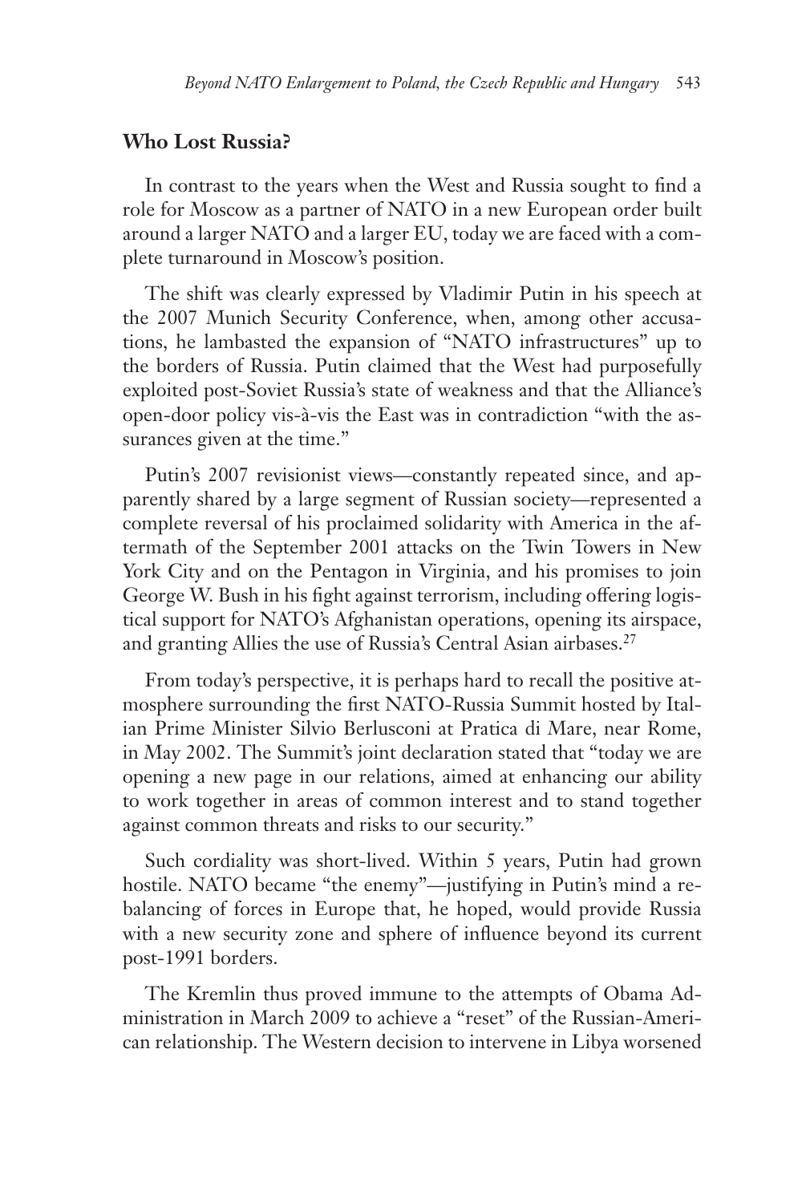## Who Lost Russia?

In contrast to the years when the West and Russia sought to find a role for Moscow as a partner of NATO in a new European order built around a larger NATO and a larger EU, today we are faced with a complete turnaround in Moscow's position.

The shift was clearly expressed by Vladimir Putin in his speech at the 2007 Munich Security Conference, when, among other accusations, he lambasted the expansion of "NATO infrastructures" up to the borders of Russia. Putin claimed that the West had purposefully exploited post-Soviet Russia's state of weakness and that the Alliance's open-door policy vis-à-vis the East was in contradiction "with the assurances given at the time."

Putin's 2007 revisionist views—constantly repeated since, and apparently shared by a large segment of Russian society—represented a complete reversal of his proclaimed solidarity with America in the aftermath of the September 2001 attacks on the Twin Towers in New York City and on the Pentagon in Virginia, and his promises to join George W. Bush in his fight against terrorism, including offering logistical support for NATO's Afghanistan operations, opening its airspace, and granting Allies the use of Russia's Central Asian airbases.[27]

From today's perspective, it is perhaps hard to recall the positive atmosphere surrounding the first NATO-Russia Summit hosted by Italian Prime Minister Silvio Berlusconi at Pratica di Mare, near Rome, in May 2002. The Summit's joint declaration stated that "today we are opening a new page in our relations, aimed at enhancing our ability to work together in areas of common interest and to stand together against common threats and risks to our security."

Such cordiality was short-lived. Within 5 years, Putin had grown hostile. NATO became "the enemy"—justifying in Putin's mind a rebalancing of forces in Europe that, he hoped, would provide Russia with a new security zone and sphere of influence beyond its current post-1991 borders.

The Kremlin thus proved immune to the attempts of Obama Administration in March 2009 to achieve a "reset" of the Russian-American relationship. The Western decision to intervene in Libya worsened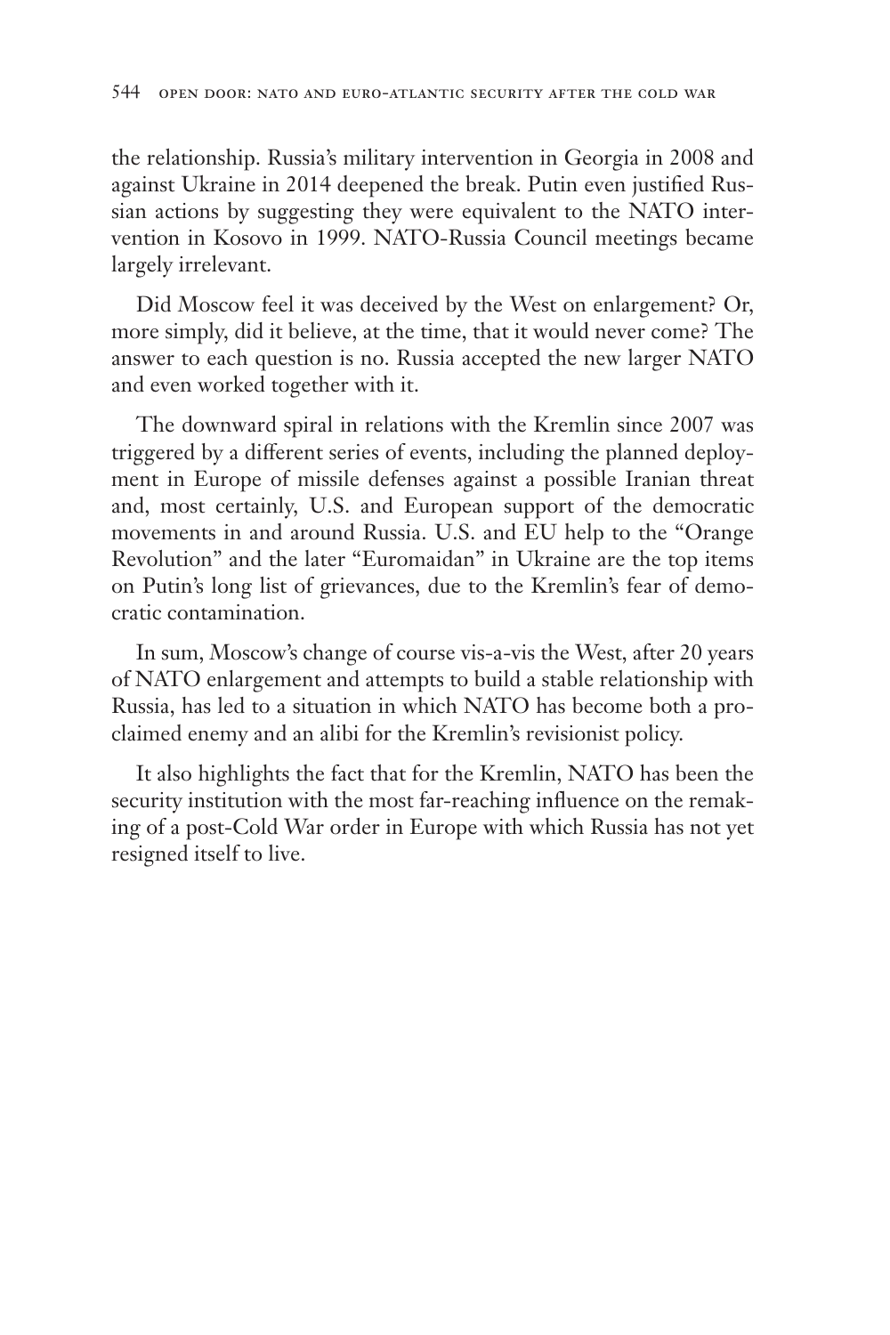the relationship. Russia's military intervention in Georgia in 2008 and against Ukraine in 2014 deepened the break. Putin even justified Russian actions by suggesting they were equivalent to the NATO intervention in Kosovo in 1999. NATO-Russia Council meetings became largely irrelevant.

Did Moscow feel it was deceived by the West on enlargement? Or, more simply, did it believe, at the time, that it would never come? The answer to each question is no. Russia accepted the new larger NATO and even worked together with it.

The downward spiral in relations with the Kremlin since 2007 was triggered by a different series of events, including the planned deployment in Europe of missile defenses against a possible Iranian threat and, most certainly, U.S. and European support of the democratic movements in and around Russia. U.S. and EU help to the "Orange Revolution" and the later "Euromaidan" in Ukraine are the top items on Putin's long list of grievances, due to the Kremlin's fear of democratic contamination.

In sum, Moscow's change of course vis-a-vis the West, after 20 years of NATO enlargement and attempts to build a stable relationship with Russia, has led to a situation in which NATO has become both a proclaimed enemy and an alibi for the Kremlin's revisionist policy.

It also highlights the fact that for the Kremlin, NATO has been the security institution with the most far-reaching influence on the remaking of a post-Cold War order in Europe with which Russia has not yet resigned itself to live.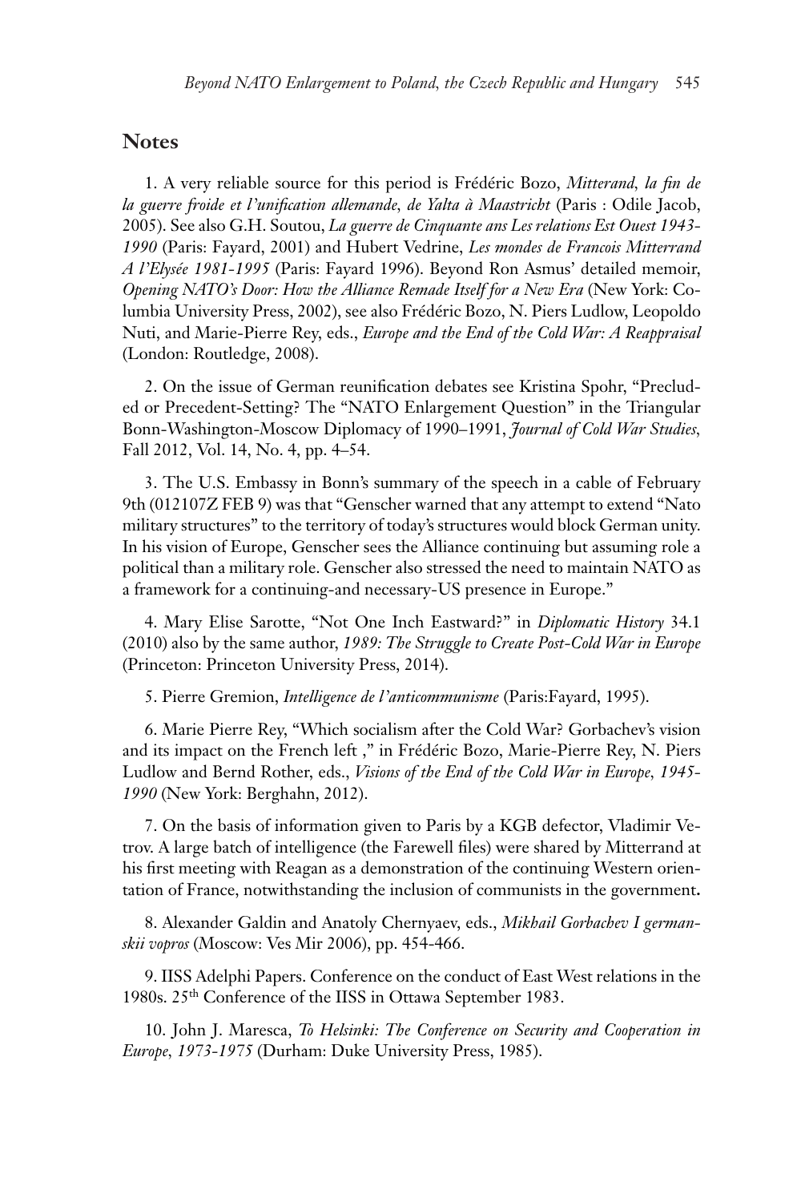## Notes

1. A very reliable source for this period is Frédéric Bozo, *Mitterand, la fin de la guerre froide et l'unification allemande, de Yalta à Maastricht* (Paris : Odile Jacob, 2005). See also G.H. Soutou, *La guerre de Cinquante ans Les relations Est Ouest 1943-1990* (Paris: Fayard, 2001) and Hubert Vedrine, *Les mondes de Francois Mitterrand A l'Elysée 1981-1995* (Paris: Fayard 1996). Beyond Ron Asmus' detailed memoir, *Opening NATO's Door: How the Alliance Remade Itself for a New Era* (New York: Columbia University Press, 2002), see also Frédéric Bozo, N. Piers Ludlow, Leopoldo Nuti, and Marie-Pierre Rey, eds., *Europe and the End of the Cold War: A Reappraisal* (London: Routledge, 2008).

2. On the issue of German reunification debates see Kristina Spohr, "Precluded or Precedent-Setting? The "NATO Enlargement Question" in the Triangular Bonn-Washington-Moscow Diplomacy of 1990–1991, *Journal of Cold War Studies*, Fall 2012, Vol. 14, No. 4, pp. 4–54.

3. The U.S. Embassy in Bonn's summary of the speech in a cable of February 9th (012107Z FEB 9) was that "Genscher warned that any attempt to extend "Nato military structures" to the territory of today's structures would block German unity. In his vision of Europe, Genscher sees the Alliance continuing but assuming role a political than a military role. Genscher also stressed the need to maintain NATO as a framework for a continuing-and necessary-US presence in Europe."

4. Mary Elise Sarotte, "Not One Inch Eastward?" in *Diplomatic History* 34.1 (2010) also by the same author, *1989: The Struggle to Create Post-Cold War in Europe* (Princeton: Princeton University Press, 2014).

5. Pierre Gremion, *Intelligence de l'anticommunisme* (Paris:Fayard, 1995).

6. Marie Pierre Rey, "Which socialism after the Cold War? Gorbachev's vision and its impact on the French left ," in Frédéric Bozo, Marie-Pierre Rey, N. Piers Ludlow and Bernd Rother, eds., *Visions of the End of the Cold War in Europe, 1945-1990* (New York: Berghahn, 2012).

7. On the basis of information given to Paris by a KGB defector, Vladimir Vetrov. A large batch of intelligence (the Farewell files) were shared by Mitterrand at his first meeting with Reagan as a demonstration of the continuing Western orientation of France, notwithstanding the inclusion of communists in the government**.**

8. Alexander Galdin and Anatoly Chernyaev, eds., *Mikhail Gorbachev I germanskii vopros* (Moscow: Ves Mir 2006), pp. 454-466.

9. IISS Adelphi Papers. Conference on the conduct of East West relations in the 1980s. 25th Conference of the IISS in Ottawa September 1983.

10. John J. Maresca, *To Helsinki: The Conference on Security and Cooperation in Europe, 1973-1975* (Durham: Duke University Press, 1985).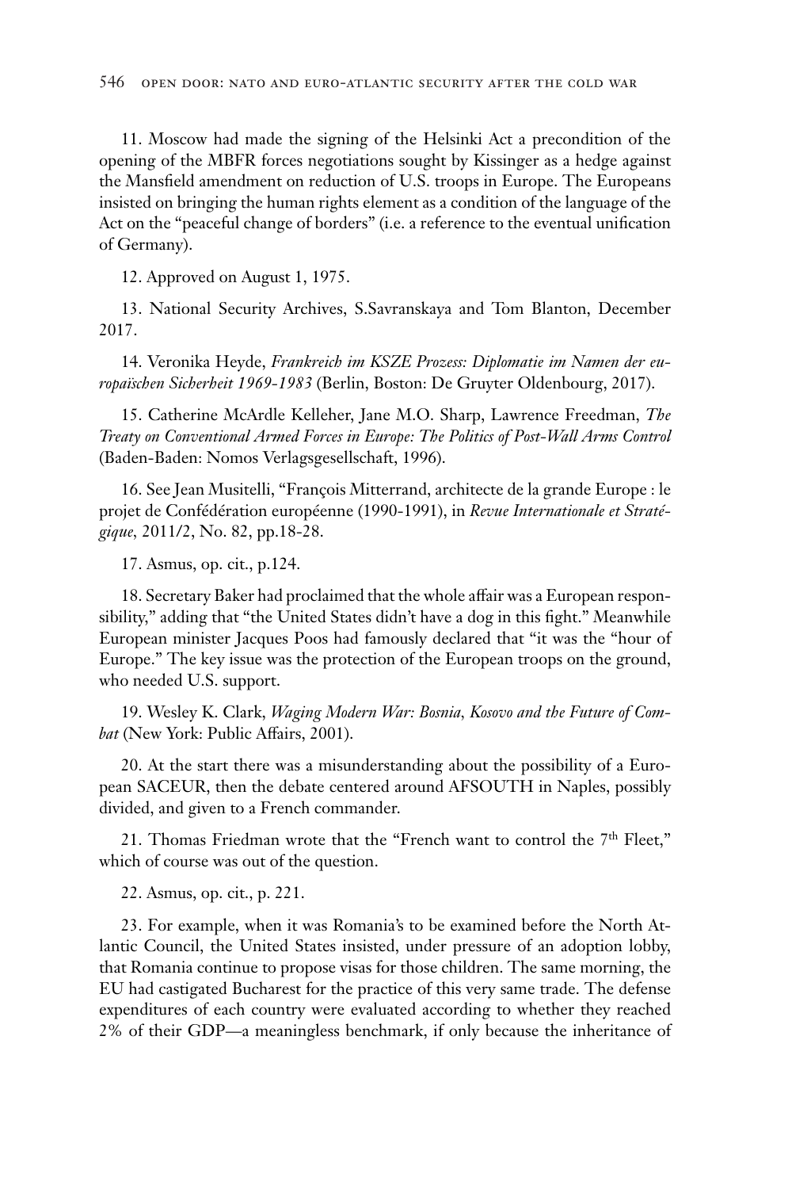11. Moscow had made the signing of the Helsinki Act a precondition of the opening of the MBFR forces negotiations sought by Kissinger as a hedge against the Mansfield amendment on reduction of U.S. troops in Europe. The Europeans insisted on bringing the human rights element as a condition of the language of the Act on the "peaceful change of borders" (i.e. a reference to the eventual unification of Germany).

12. Approved on August 1, 1975.

13. National Security Archives, S.Savranskaya and Tom Blanton, December 2017.

14. Veronika Heyde, *Frankreich im KSZE Prozess: Diplomatie im Namen der europaïschen Sicherheit 1969-1983* (Berlin, Boston: De Gruyter Oldenbourg, 2017).

15. Catherine McArdle Kelleher, Jane M.O. Sharp, Lawrence Freedman, *The Treaty on Conventional Armed Forces in Europe: The Politics of Post-Wall Arms Control* (Baden-Baden: Nomos Verlagsgesellschaft, 1996).

16. See Jean Musitelli, "François Mitterrand, architecte de la grande Europe : le projet de Confédération européenne (1990-1991), in *Revue Internationale et Stratégique*, 2011/2, No. 82, pp.18-28.

17. Asmus, op. cit., p.124.

18. Secretary Baker had proclaimed that the whole affair was a European responsibility," adding that "the United States didn't have a dog in this fight." Meanwhile European minister Jacques Poos had famously declared that "it was the "hour of Europe." The key issue was the protection of the European troops on the ground, who needed U.S. support.

19. Wesley K. Clark, *Waging Modern War: Bosnia, Kosovo and the Future of Combat* (New York: Public Affairs, 2001).

20. At the start there was a misunderstanding about the possibility of a European SACEUR, then the debate centered around AFSOUTH in Naples, possibly divided, and given to a French commander.

21. Thomas Friedman wrote that the "French want to control the 7th Fleet," which of course was out of the question.

22. Asmus, op. cit., p. 221.

23. For example, when it was Romania's to be examined before the North Atlantic Council, the United States insisted, under pressure of an adoption lobby, that Romania continue to propose visas for those children. The same morning, the EU had castigated Bucharest for the practice of this very same trade. The defense expenditures of each country were evaluated according to whether they reached 2% of their GDP—a meaningless benchmark, if only because the inheritance of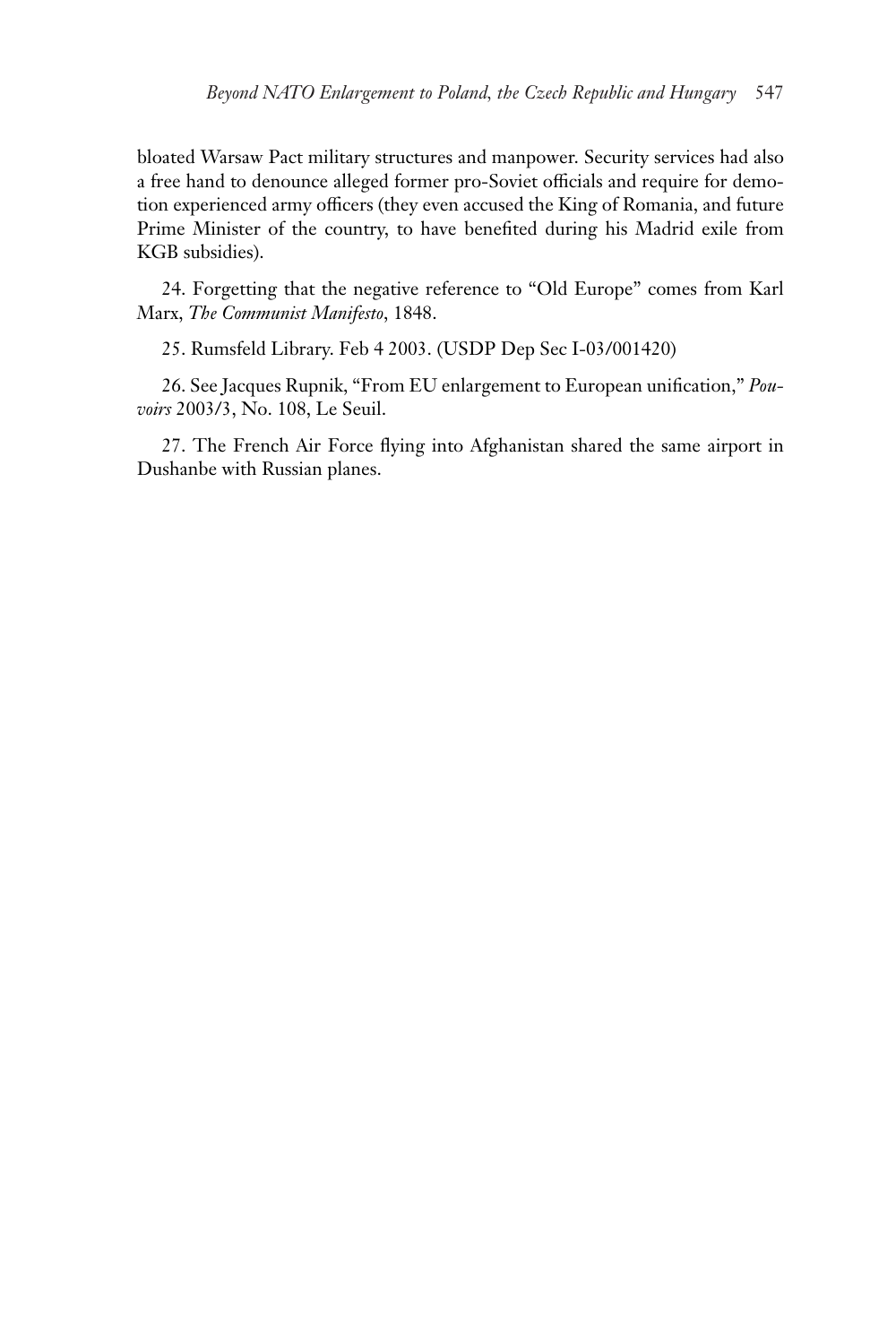bloated Warsaw Pact military structures and manpower. Security services had also a free hand to denounce alleged former pro-Soviet officials and require for demotion experienced army officers (they even accused the King of Romania, and future Prime Minister of the country, to have benefited during his Madrid exile from KGB subsidies).

24. Forgetting that the negative reference to "Old Europe" comes from Karl Marx, *The Communist Manifesto*, 1848.

25. Rumsfeld Library. Feb 4 2003. (USDP Dep Sec I-03/001420)

26. See Jacques Rupnik, "From EU enlargement to European unification," *Pouvoirs* 2003/3, No. 108, Le Seuil.

27. The French Air Force flying into Afghanistan shared the same airport in Dushanbe with Russian planes.